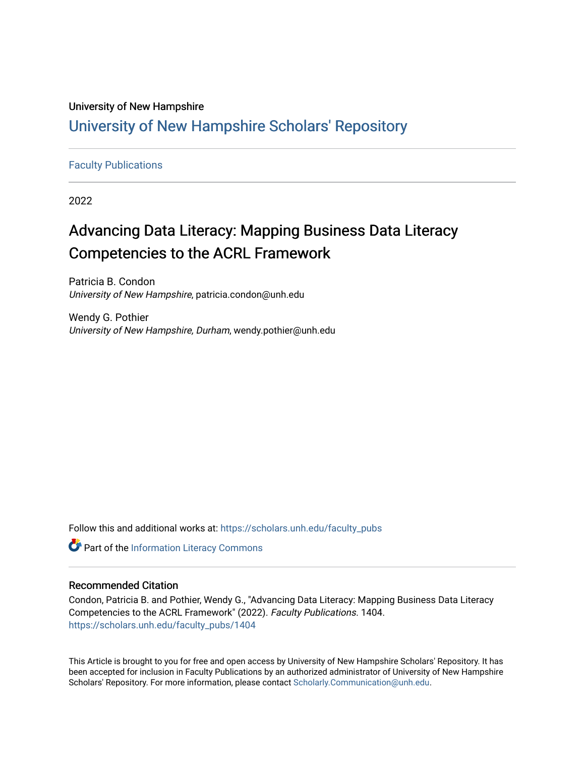University of New Hampshire

# University of New Hampshire Scholars' Repository

Faculty Publications

2022

# Advancing Data Literacy: Mapping Business Data Literacy Competencies to the ACRL Framework

Patricia B. Condon
*University of New Hampshire*, patricia.condon@unh.edu

Wendy G. Pothier
*University of New Hampshire, Durham*, wendy.pothier@unh.edu

Follow this and additional works at: https://scholars.unh.edu/faculty_pubs

Part of the Information Literacy Commons

## Recommended Citation

Condon, Patricia B. and Pothier, Wendy G., "Advancing Data Literacy: Mapping Business Data Literacy Competencies to the ACRL Framework" (2022). *Faculty Publications*. 1404.
https://scholars.unh.edu/faculty_pubs/1404

This Article is brought to you for free and open access by University of New Hampshire Scholars' Repository. It has been accepted for inclusion in Faculty Publications by an authorized administrator of University of New Hampshire Scholars' Repository. For more information, please contact Scholarly.Communication@unh.edu.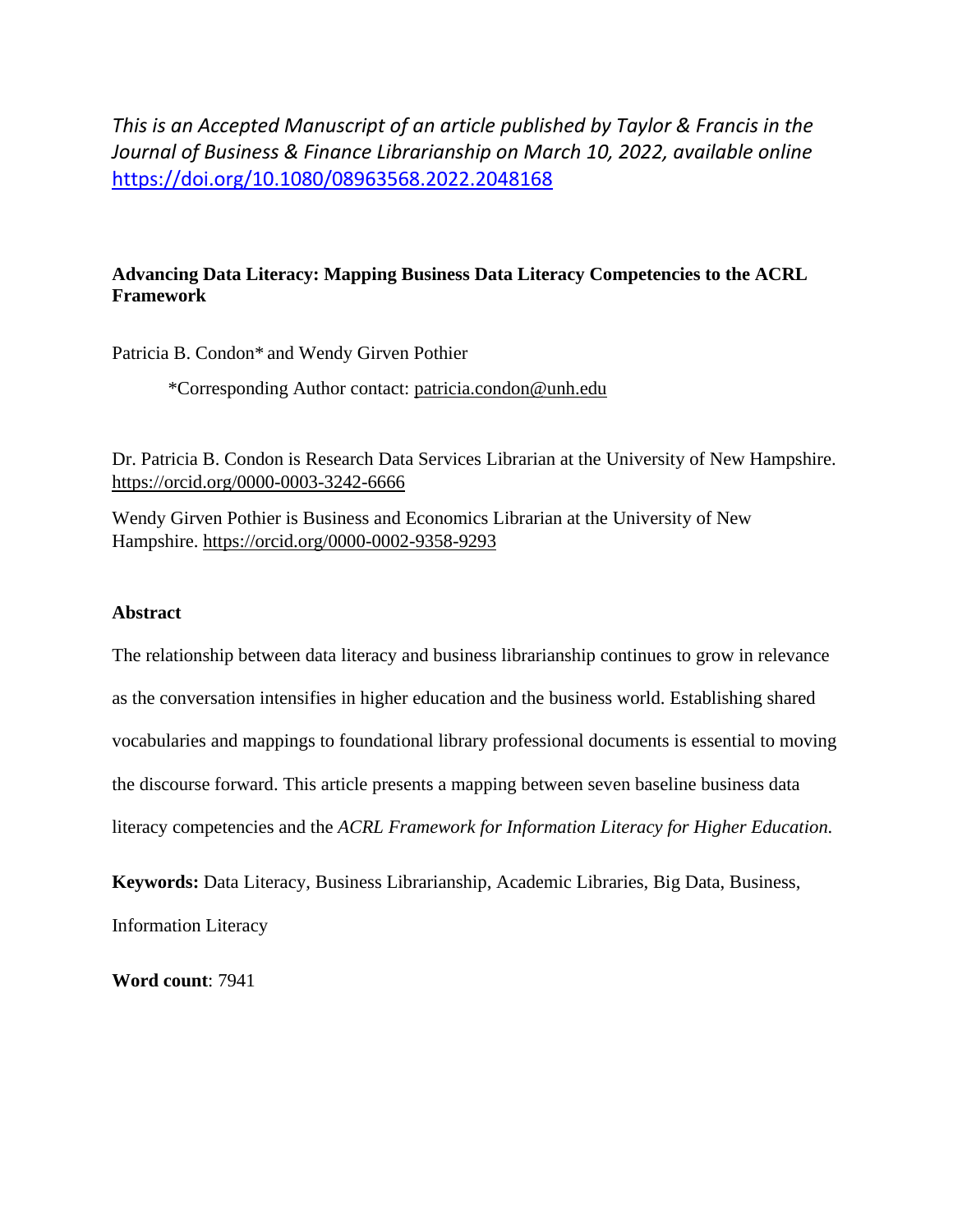*This is an Accepted Manuscript of an article published by Taylor & Francis in the Journal of Business & Finance Librarianship on March 10, 2022, available online* https://doi.org/10.1080/08963568.2022.2048168

**Advancing Data Literacy: Mapping Business Data Literacy Competencies to the ACRL Framework**

Patricia B. Condon* and Wendy Girven Pothier

*Corresponding Author contact: patricia.condon@unh.edu

Dr. Patricia B. Condon is Research Data Services Librarian at the University of New Hampshire. https://orcid.org/0000-0003-3242-6666

Wendy Girven Pothier is Business and Economics Librarian at the University of New Hampshire. https://orcid.org/0000-0002-9358-9293

**Abstract**

The relationship between data literacy and business librarianship continues to grow in relevance as the conversation intensifies in higher education and the business world. Establishing shared vocabularies and mappings to foundational library professional documents is essential to moving the discourse forward. This article presents a mapping between seven baseline business data literacy competencies and the *ACRL Framework for Information Literacy for Higher Education.*

**Keywords:** Data Literacy, Business Librarianship, Academic Libraries, Big Data, Business, Information Literacy

**Word count**: 7941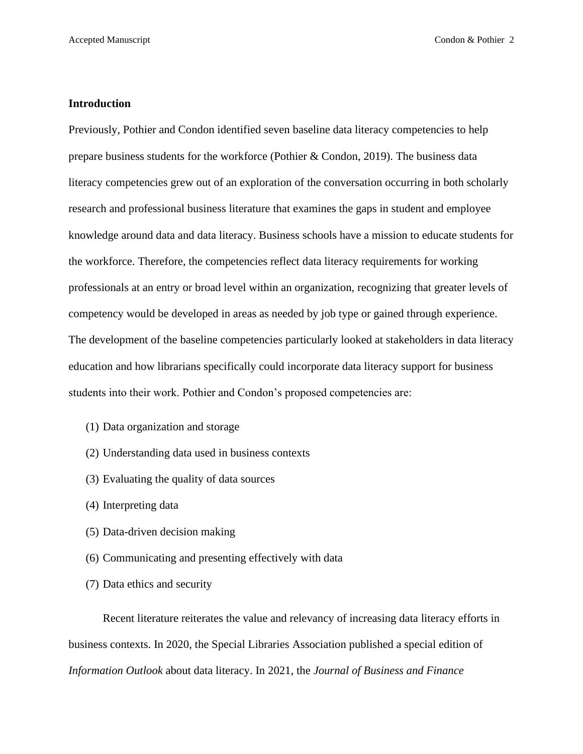## Introduction

Previously, Pothier and Condon identified seven baseline data literacy competencies to help prepare business students for the workforce (Pothier & Condon, 2019). The business data literacy competencies grew out of an exploration of the conversation occurring in both scholarly research and professional business literature that examines the gaps in student and employee knowledge around data and data literacy. Business schools have a mission to educate students for the workforce. Therefore, the competencies reflect data literacy requirements for working professionals at an entry or broad level within an organization, recognizing that greater levels of competency would be developed in areas as needed by job type or gained through experience. The development of the baseline competencies particularly looked at stakeholders in data literacy education and how librarians specifically could incorporate data literacy support for business students into their work. Pothier and Condon's proposed competencies are:

(1) Data organization and storage

(2) Understanding data used in business contexts

(3) Evaluating the quality of data sources

(4) Interpreting data

(5) Data-driven decision making

(6) Communicating and presenting effectively with data

(7) Data ethics and security

Recent literature reiterates the value and relevancy of increasing data literacy efforts in business contexts. In 2020, the Special Libraries Association published a special edition of *Information Outlook* about data literacy. In 2021, the *Journal of Business and Finance*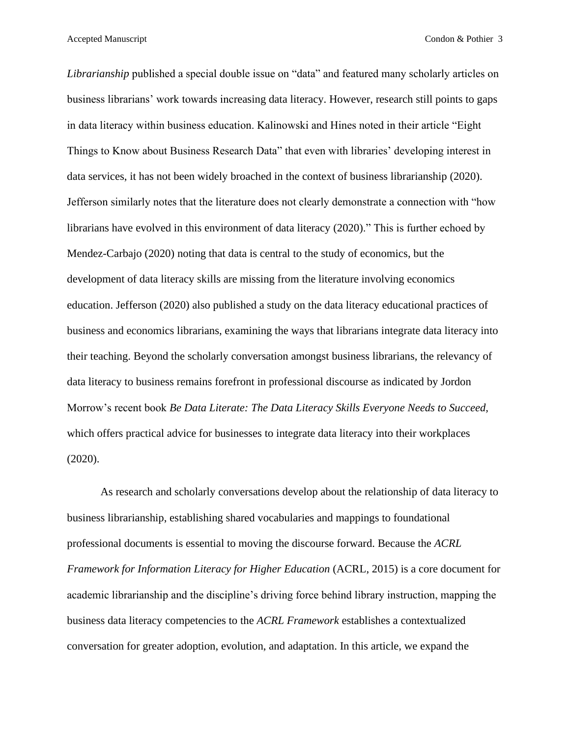*Librarianship* published a special double issue on "data" and featured many scholarly articles on business librarians' work towards increasing data literacy. However, research still points to gaps in data literacy within business education. Kalinowski and Hines noted in their article "Eight Things to Know about Business Research Data" that even with libraries' developing interest in data services, it has not been widely broached in the context of business librarianship (2020). Jefferson similarly notes that the literature does not clearly demonstrate a connection with "how librarians have evolved in this environment of data literacy (2020)." This is further echoed by Mendez-Carbajo (2020) noting that data is central to the study of economics, but the development of data literacy skills are missing from the literature involving economics education. Jefferson (2020) also published a study on the data literacy educational practices of business and economics librarians, examining the ways that librarians integrate data literacy into their teaching. Beyond the scholarly conversation amongst business librarians, the relevancy of data literacy to business remains forefront in professional discourse as indicated by Jordon Morrow's recent book *Be Data Literate: The Data Literacy Skills Everyone Needs to Succeed,* which offers practical advice for businesses to integrate data literacy into their workplaces (2020).

As research and scholarly conversations develop about the relationship of data literacy to business librarianship, establishing shared vocabularies and mappings to foundational professional documents is essential to moving the discourse forward. Because the *ACRL Framework for Information Literacy for Higher Education* (ACRL, 2015) is a core document for academic librarianship and the discipline's driving force behind library instruction, mapping the business data literacy competencies to the *ACRL Framework* establishes a contextualized conversation for greater adoption, evolution, and adaptation. In this article, we expand the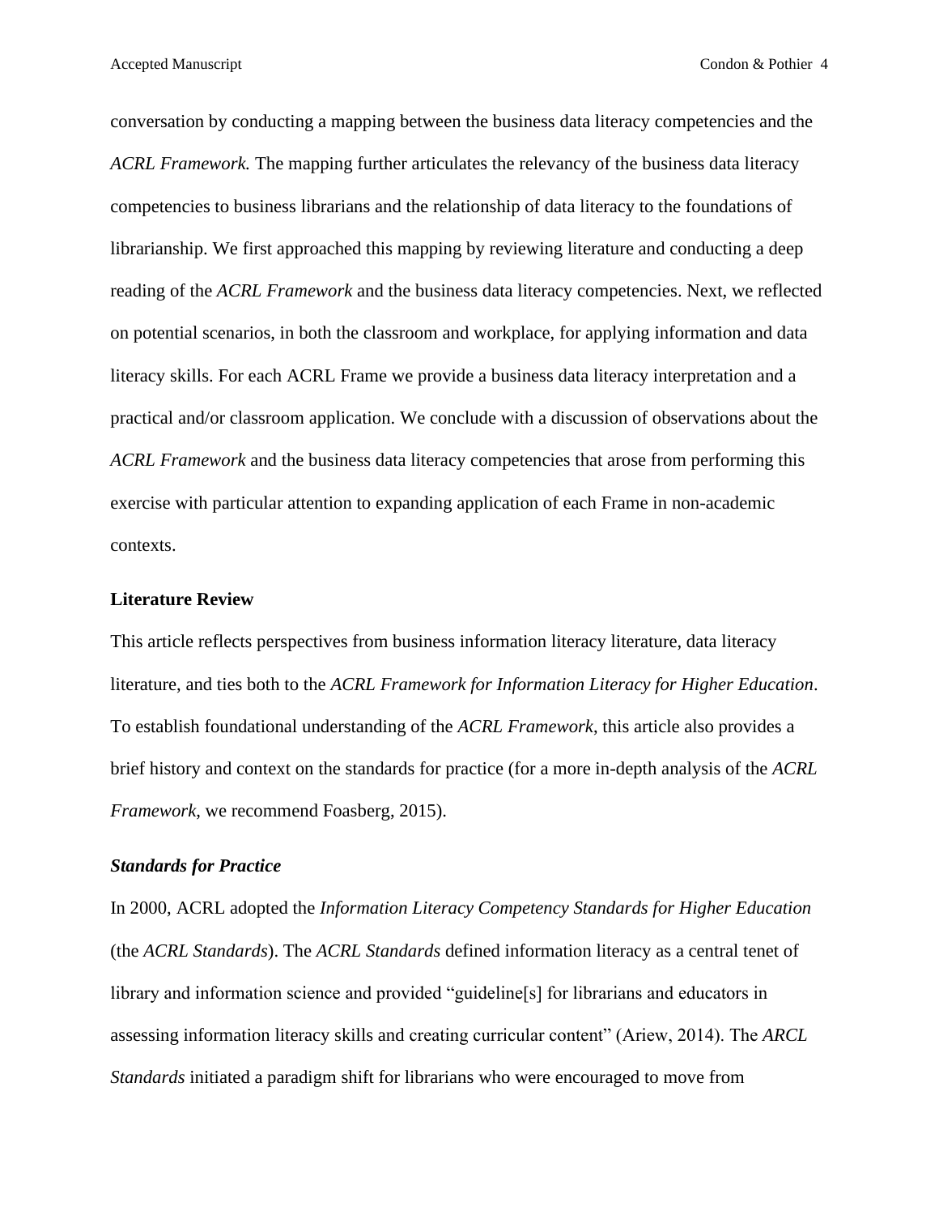conversation by conducting a mapping between the business data literacy competencies and the *ACRL Framework.* The mapping further articulates the relevancy of the business data literacy competencies to business librarians and the relationship of data literacy to the foundations of librarianship. We first approached this mapping by reviewing literature and conducting a deep reading of the *ACRL Framework* and the business data literacy competencies. Next, we reflected on potential scenarios, in both the classroom and workplace, for applying information and data literacy skills. For each ACRL Frame we provide a business data literacy interpretation and a practical and/or classroom application. We conclude with a discussion of observations about the *ACRL Framework* and the business data literacy competencies that arose from performing this exercise with particular attention to expanding application of each Frame in non-academic contexts.

## Literature Review

This article reflects perspectives from business information literacy literature, data literacy literature, and ties both to the *ACRL Framework for Information Literacy for Higher Education*. To establish foundational understanding of the *ACRL Framework*, this article also provides a brief history and context on the standards for practice (for a more in-depth analysis of the *ACRL Framework*, we recommend Foasberg, 2015).

### *Standards for Practice*

In 2000, ACRL adopted the *Information Literacy Competency Standards for Higher Education* (the *ACRL Standards*). The *ACRL Standards* defined information literacy as a central tenet of library and information science and provided "guideline[s] for librarians and educators in assessing information literacy skills and creating curricular content" (Ariew, 2014). The *ARCL Standards* initiated a paradigm shift for librarians who were encouraged to move from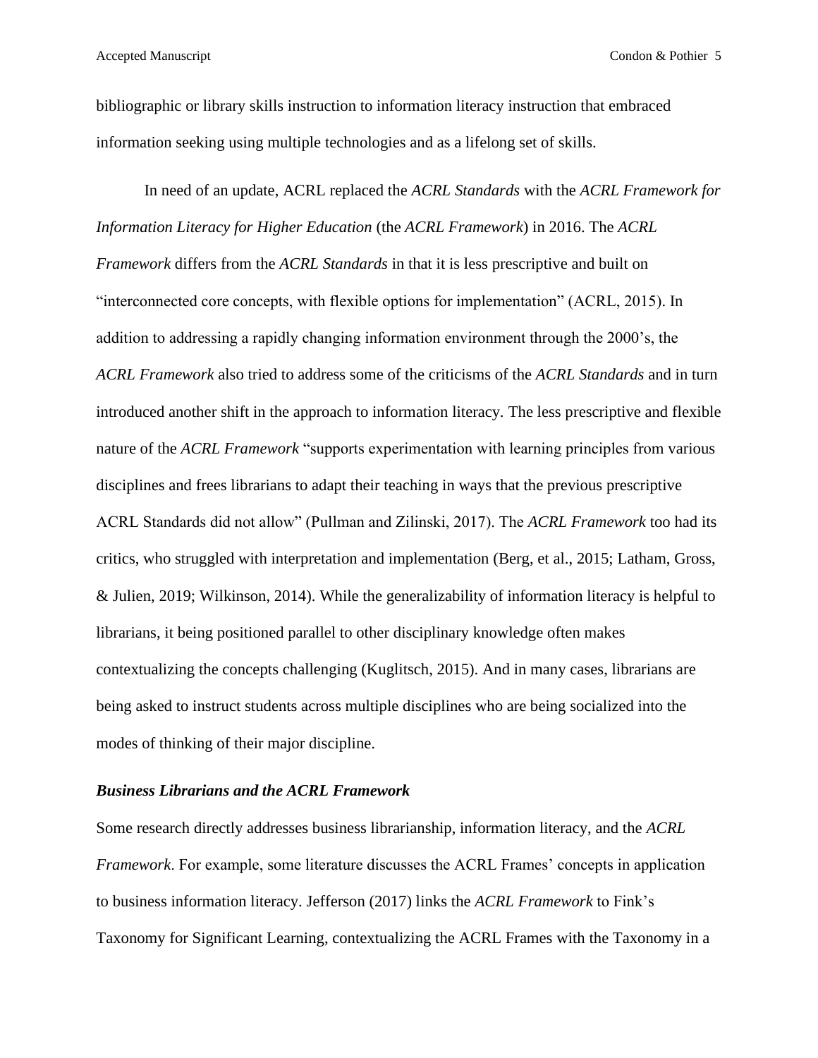bibliographic or library skills instruction to information literacy instruction that embraced information seeking using multiple technologies and as a lifelong set of skills.

In need of an update, ACRL replaced the *ACRL Standards* with the *ACRL Framework for Information Literacy for Higher Education* (the *ACRL Framework*) in 2016. The *ACRL Framework* differs from the *ACRL Standards* in that it is less prescriptive and built on "interconnected core concepts, with flexible options for implementation" (ACRL, 2015). In addition to addressing a rapidly changing information environment through the 2000's, the *ACRL Framework* also tried to address some of the criticisms of the *ACRL Standards* and in turn introduced another shift in the approach to information literacy. The less prescriptive and flexible nature of the *ACRL Framework* "supports experimentation with learning principles from various disciplines and frees librarians to adapt their teaching in ways that the previous prescriptive ACRL Standards did not allow" (Pullman and Zilinski, 2017). The *ACRL Framework* too had its critics, who struggled with interpretation and implementation (Berg, et al., 2015; Latham, Gross, & Julien, 2019; Wilkinson, 2014). While the generalizability of information literacy is helpful to librarians, it being positioned parallel to other disciplinary knowledge often makes contextualizing the concepts challenging (Kuglitsch, 2015). And in many cases, librarians are being asked to instruct students across multiple disciplines who are being socialized into the modes of thinking of their major discipline.

### *Business Librarians and the ACRL Framework*

Some research directly addresses business librarianship, information literacy, and the *ACRL Framework*. For example, some literature discusses the ACRL Frames' concepts in application to business information literacy. Jefferson (2017) links the *ACRL Framework* to Fink's Taxonomy for Significant Learning, contextualizing the ACRL Frames with the Taxonomy in a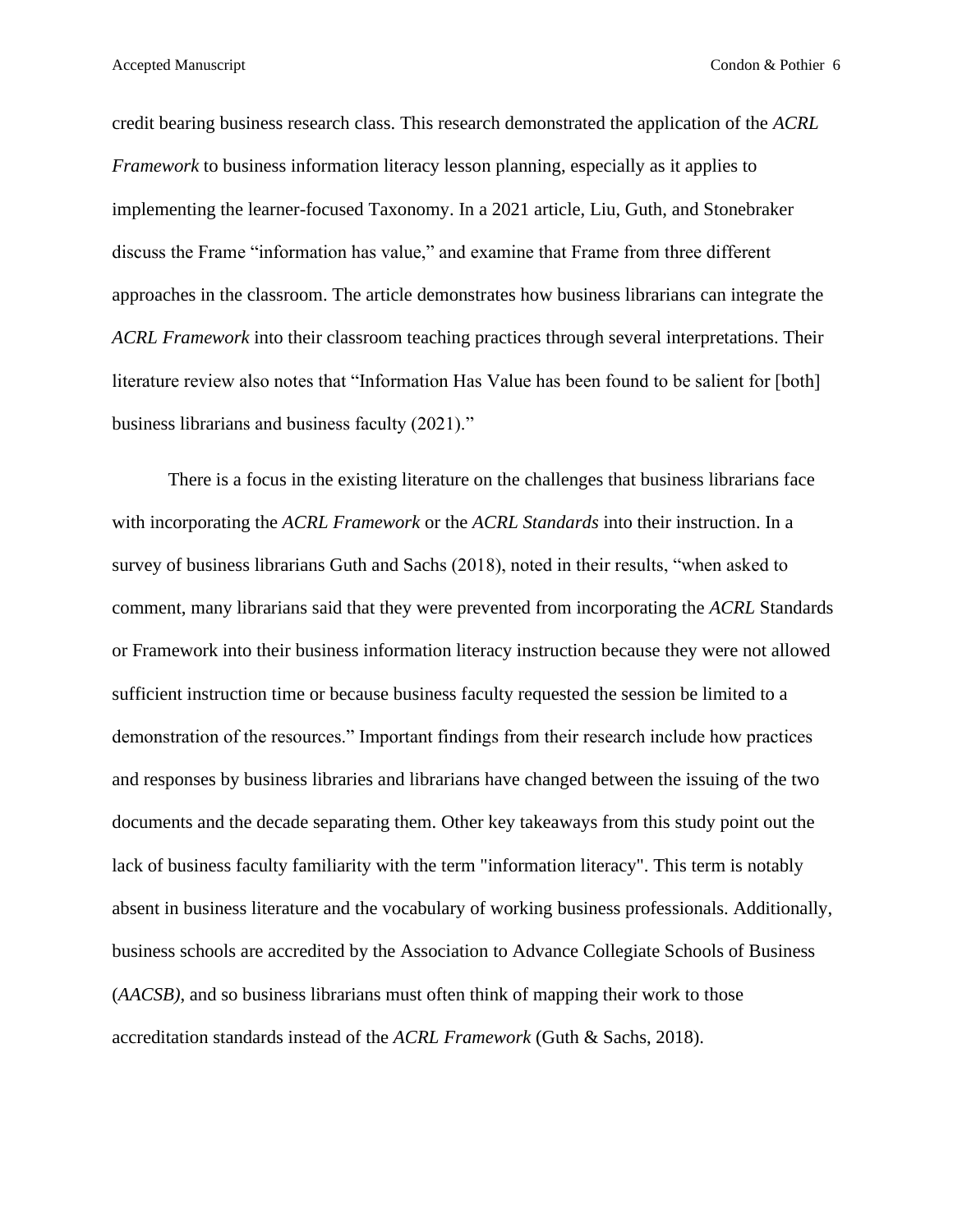credit bearing business research class. This research demonstrated the application of the *ACRL Framework* to business information literacy lesson planning, especially as it applies to implementing the learner-focused Taxonomy. In a 2021 article, Liu, Guth, and Stonebraker discuss the Frame "information has value," and examine that Frame from three different approaches in the classroom. The article demonstrates how business librarians can integrate the *ACRL Framework* into their classroom teaching practices through several interpretations. Their literature review also notes that "Information Has Value has been found to be salient for [both] business librarians and business faculty (2021)."

There is a focus in the existing literature on the challenges that business librarians face with incorporating the *ACRL Framework* or the *ACRL Standards* into their instruction. In a survey of business librarians Guth and Sachs (2018), noted in their results, "when asked to comment, many librarians said that they were prevented from incorporating the *ACRL* Standards or Framework into their business information literacy instruction because they were not allowed sufficient instruction time or because business faculty requested the session be limited to a demonstration of the resources." Important findings from their research include how practices and responses by business libraries and librarians have changed between the issuing of the two documents and the decade separating them. Other key takeaways from this study point out the lack of business faculty familiarity with the term "information literacy". This term is notably absent in business literature and the vocabulary of working business professionals. Additionally, business schools are accredited by the Association to Advance Collegiate Schools of Business (*AACSB)*, and so business librarians must often think of mapping their work to those accreditation standards instead of the *ACRL Framework* (Guth & Sachs, 2018).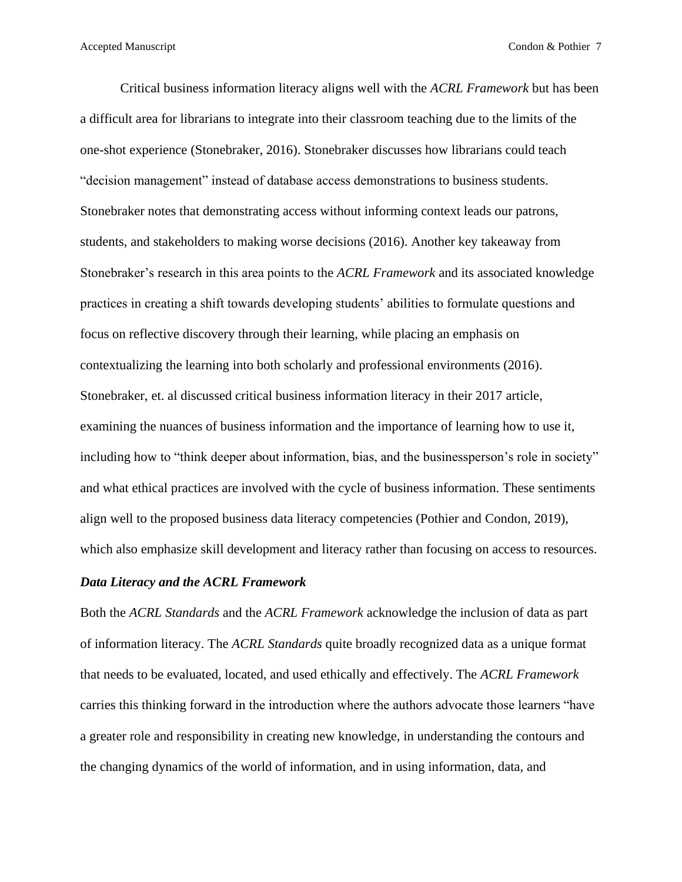Critical business information literacy aligns well with the *ACRL Framework* but has been a difficult area for librarians to integrate into their classroom teaching due to the limits of the one-shot experience (Stonebraker, 2016). Stonebraker discusses how librarians could teach "decision management" instead of database access demonstrations to business students. Stonebraker notes that demonstrating access without informing context leads our patrons, students, and stakeholders to making worse decisions (2016). Another key takeaway from Stonebraker's research in this area points to the *ACRL Framework* and its associated knowledge practices in creating a shift towards developing students' abilities to formulate questions and focus on reflective discovery through their learning, while placing an emphasis on contextualizing the learning into both scholarly and professional environments (2016). Stonebraker, et. al discussed critical business information literacy in their 2017 article, examining the nuances of business information and the importance of learning how to use it, including how to "think deeper about information, bias, and the businessperson's role in society" and what ethical practices are involved with the cycle of business information. These sentiments align well to the proposed business data literacy competencies (Pothier and Condon, 2019), which also emphasize skill development and literacy rather than focusing on access to resources.

***Data Literacy and the ACRL Framework***

Both the *ACRL Standards* and the *ACRL Framework* acknowledge the inclusion of data as part of information literacy. The *ACRL Standards* quite broadly recognized data as a unique format that needs to be evaluated, located, and used ethically and effectively. The *ACRL Framework* carries this thinking forward in the introduction where the authors advocate those learners "have a greater role and responsibility in creating new knowledge, in understanding the contours and the changing dynamics of the world of information, and in using information, data, and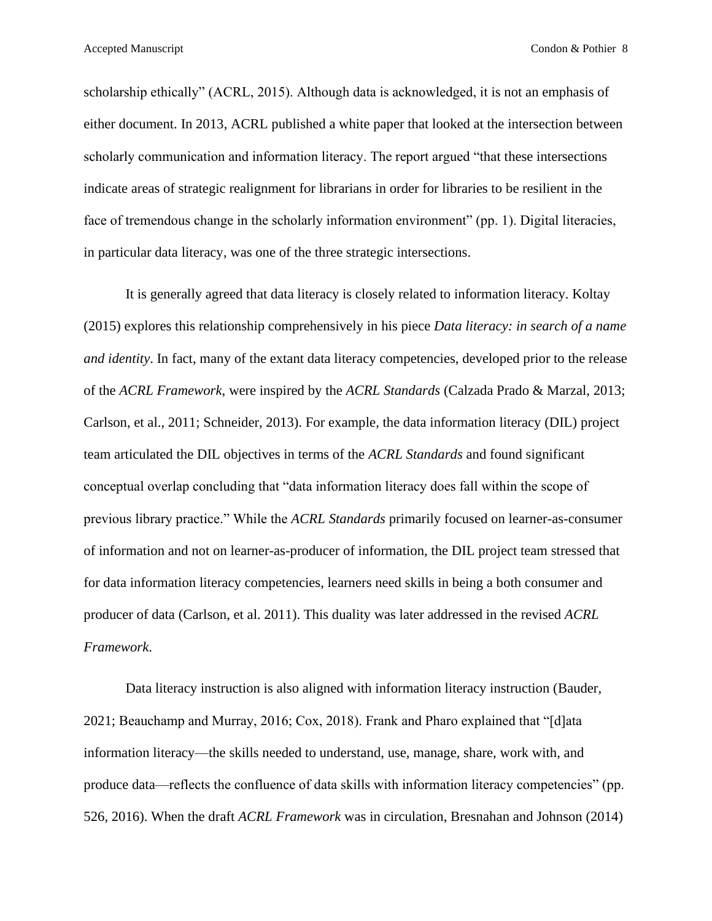scholarship ethically" (ACRL, 2015). Although data is acknowledged, it is not an emphasis of either document. In 2013, ACRL published a white paper that looked at the intersection between scholarly communication and information literacy. The report argued "that these intersections indicate areas of strategic realignment for librarians in order for libraries to be resilient in the face of tremendous change in the scholarly information environment" (pp. 1). Digital literacies, in particular data literacy, was one of the three strategic intersections.

It is generally agreed that data literacy is closely related to information literacy. Koltay (2015) explores this relationship comprehensively in his piece *Data literacy: in search of a name and identity*. In fact, many of the extant data literacy competencies, developed prior to the release of the *ACRL Framework*, were inspired by the *ACRL Standards* (Calzada Prado & Marzal, 2013; Carlson, et al., 2011; Schneider, 2013). For example, the data information literacy (DIL) project team articulated the DIL objectives in terms of the *ACRL Standards* and found significant conceptual overlap concluding that "data information literacy does fall within the scope of previous library practice." While the *ACRL Standards* primarily focused on learner-as-consumer of information and not on learner-as-producer of information, the DIL project team stressed that for data information literacy competencies, learners need skills in being a both consumer and producer of data (Carlson, et al. 2011). This duality was later addressed in the revised *ACRL Framework*.

Data literacy instruction is also aligned with information literacy instruction (Bauder, 2021; Beauchamp and Murray, 2016; Cox, 2018). Frank and Pharo explained that "[d]ata information literacy—the skills needed to understand, use, manage, share, work with, and produce data—reflects the confluence of data skills with information literacy competencies" (pp. 526, 2016). When the draft *ACRL Framework* was in circulation, Bresnahan and Johnson (2014)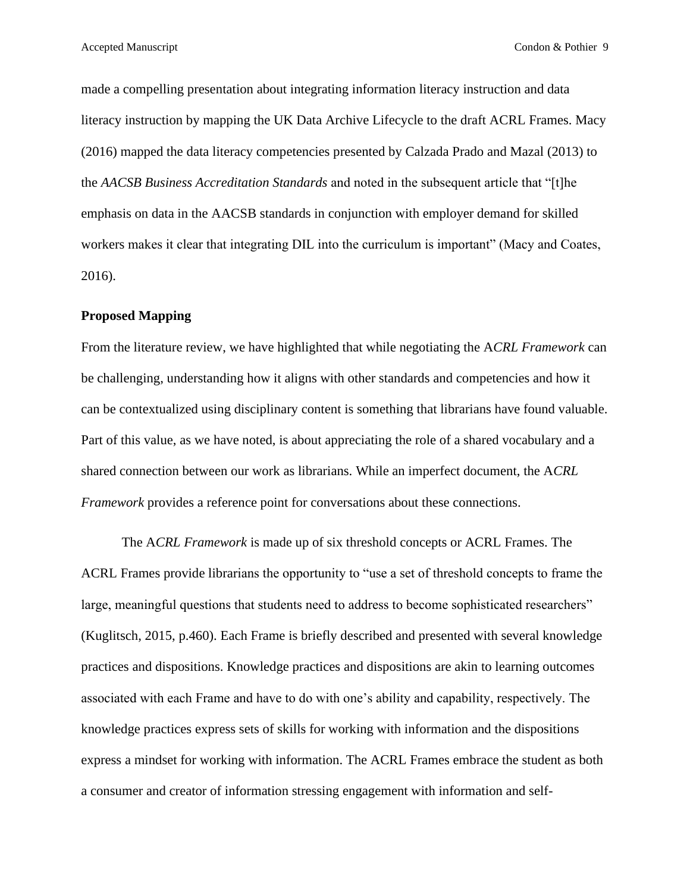made a compelling presentation about integrating information literacy instruction and data literacy instruction by mapping the UK Data Archive Lifecycle to the draft ACRL Frames. Macy (2016) mapped the data literacy competencies presented by Calzada Prado and Mazal (2013) to the *AACSB Business Accreditation Standards* and noted in the subsequent article that “[t]he emphasis on data in the AACSB standards in conjunction with employer demand for skilled workers makes it clear that integrating DIL into the curriculum is important” (Macy and Coates, 2016).

**Proposed Mapping**

From the literature review, we have highlighted that while negotiating the A*CRL Framework* can be challenging, understanding how it aligns with other standards and competencies and how it can be contextualized using disciplinary content is something that librarians have found valuable. Part of this value, as we have noted, is about appreciating the role of a shared vocabulary and a shared connection between our work as librarians. While an imperfect document, the A*CRL Framework* provides a reference point for conversations about these connections.

The A*CRL Framework* is made up of six threshold concepts or ACRL Frames. The ACRL Frames provide librarians the opportunity to “use a set of threshold concepts to frame the large, meaningful questions that students need to address to become sophisticated researchers” (Kuglitsch, 2015, p.460). Each Frame is briefly described and presented with several knowledge practices and dispositions. Knowledge practices and dispositions are akin to learning outcomes associated with each Frame and have to do with one’s ability and capability, respectively. The knowledge practices express sets of skills for working with information and the dispositions express a mindset for working with information. The ACRL Frames embrace the student as both a consumer and creator of information stressing engagement with information and self-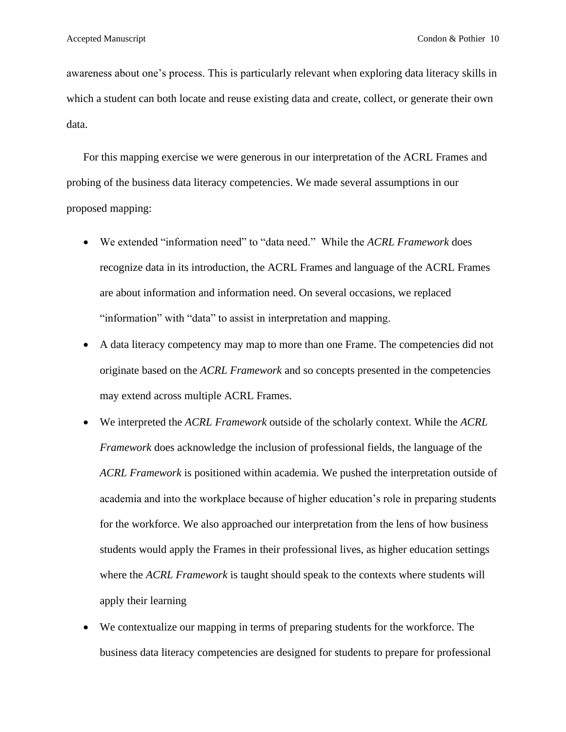awareness about one's process. This is particularly relevant when exploring data literacy skills in which a student can both locate and reuse existing data and create, collect, or generate their own data.

For this mapping exercise we were generous in our interpretation of the ACRL Frames and probing of the business data literacy competencies. We made several assumptions in our proposed mapping:

- We extended "information need" to "data need." While the *ACRL Framework* does recognize data in its introduction, the ACRL Frames and language of the ACRL Frames are about information and information need. On several occasions, we replaced "information" with "data" to assist in interpretation and mapping.
- A data literacy competency may map to more than one Frame. The competencies did not originate based on the *ACRL Framework* and so concepts presented in the competencies may extend across multiple ACRL Frames.
- We interpreted the *ACRL Framework* outside of the scholarly context. While the *ACRL Framework* does acknowledge the inclusion of professional fields, the language of the *ACRL Framework* is positioned within academia. We pushed the interpretation outside of academia and into the workplace because of higher education's role in preparing students for the workforce. We also approached our interpretation from the lens of how business students would apply the Frames in their professional lives, as higher education settings where the *ACRL Framework* is taught should speak to the contexts where students will apply their learning
- We contextualize our mapping in terms of preparing students for the workforce. The business data literacy competencies are designed for students to prepare for professional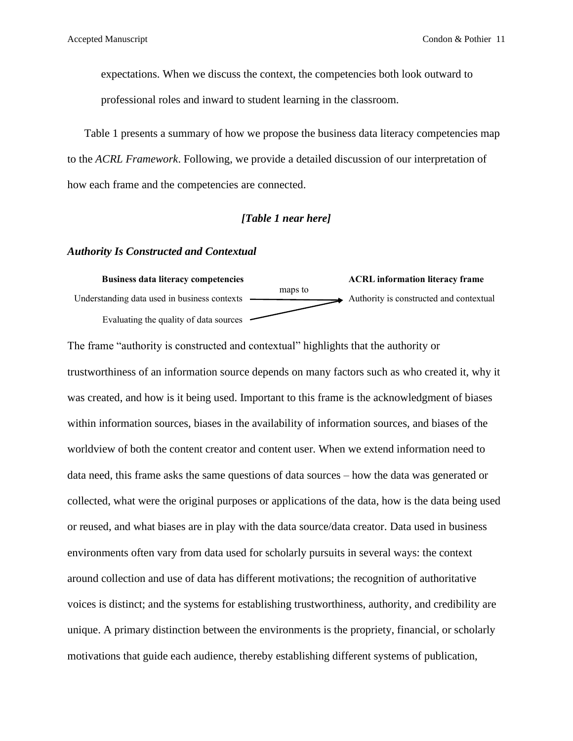expectations. When we discuss the context, the competencies both look outward to professional roles and inward to student learning in the classroom.

Table 1 presents a summary of how we propose the business data literacy competencies map to the *ACRL Framework*. Following, we provide a detailed discussion of our interpretation of how each frame and the competencies are connected.

***[Table 1 near here]***

### *Authority Is Constructed and Contextual*

| Business data literacy competencies | | ACRL information literacy frame |
|---|---|---|
| Understanding data used in business contexts | maps to → | Authority is constructed and contextual |
| Evaluating the quality of data sources | ↗ | |

The frame "authority is constructed and contextual" highlights that the authority or trustworthiness of an information source depends on many factors such as who created it, why it was created, and how is it being used. Important to this frame is the acknowledgment of biases within information sources, biases in the availability of information sources, and biases of the worldview of both the content creator and content user. When we extend information need to data need, this frame asks the same questions of data sources – how the data was generated or collected, what were the original purposes or applications of the data, how is the data being used or reused, and what biases are in play with the data source/data creator. Data used in business environments often vary from data used for scholarly pursuits in several ways: the context around collection and use of data has different motivations; the recognition of authoritative voices is distinct; and the systems for establishing trustworthiness, authority, and credibility are unique. A primary distinction between the environments is the propriety, financial, or scholarly motivations that guide each audience, thereby establishing different systems of publication,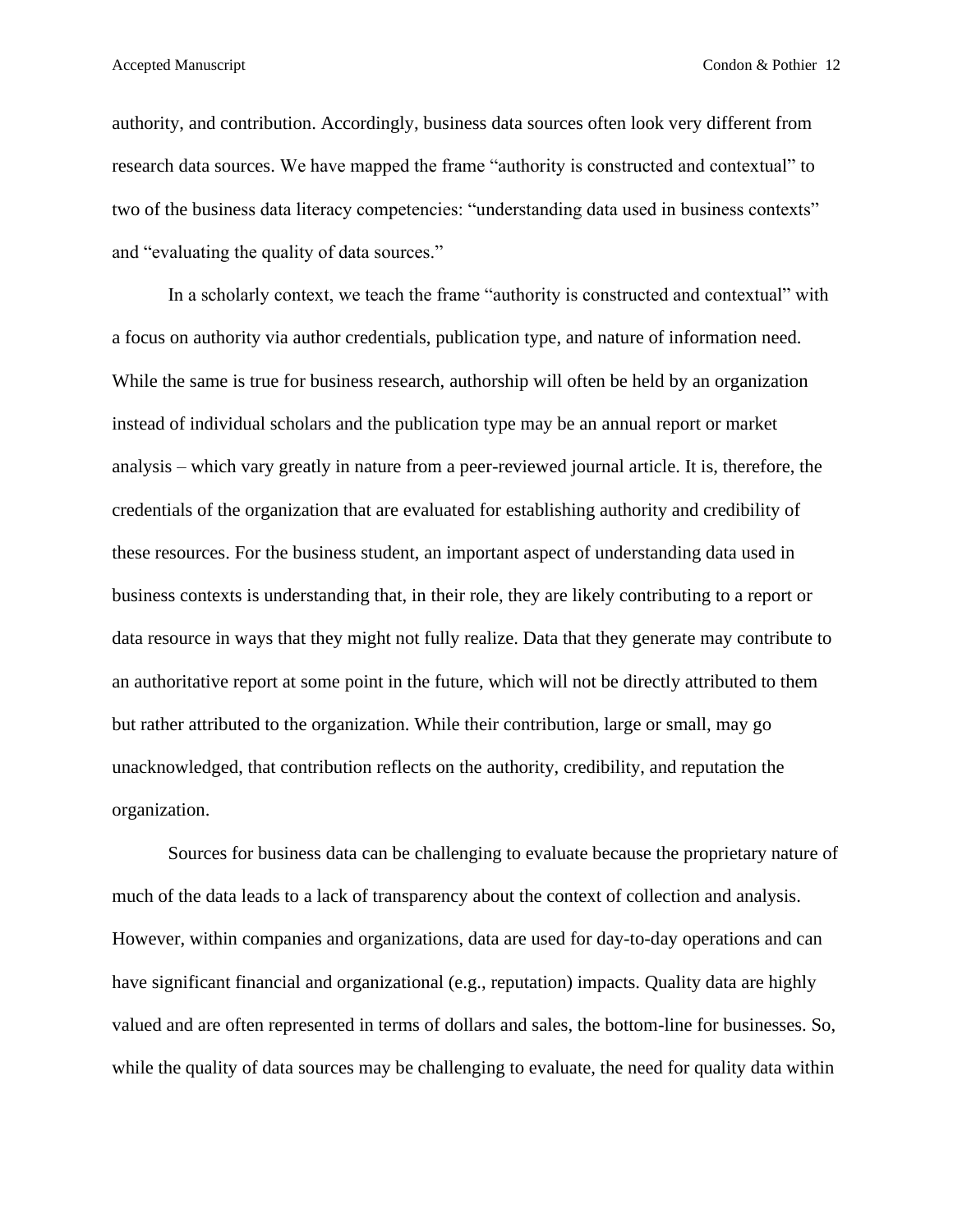authority, and contribution. Accordingly, business data sources often look very different from research data sources. We have mapped the frame "authority is constructed and contextual" to two of the business data literacy competencies: "understanding data used in business contexts" and "evaluating the quality of data sources."

In a scholarly context, we teach the frame "authority is constructed and contextual" with a focus on authority via author credentials, publication type, and nature of information need. While the same is true for business research, authorship will often be held by an organization instead of individual scholars and the publication type may be an annual report or market analysis – which vary greatly in nature from a peer-reviewed journal article. It is, therefore, the credentials of the organization that are evaluated for establishing authority and credibility of these resources. For the business student, an important aspect of understanding data used in business contexts is understanding that, in their role, they are likely contributing to a report or data resource in ways that they might not fully realize. Data that they generate may contribute to an authoritative report at some point in the future, which will not be directly attributed to them but rather attributed to the organization. While their contribution, large or small, may go unacknowledged, that contribution reflects on the authority, credibility, and reputation the organization.

Sources for business data can be challenging to evaluate because the proprietary nature of much of the data leads to a lack of transparency about the context of collection and analysis. However, within companies and organizations, data are used for day-to-day operations and can have significant financial and organizational (e.g., reputation) impacts. Quality data are highly valued and are often represented in terms of dollars and sales, the bottom-line for businesses. So, while the quality of data sources may be challenging to evaluate, the need for quality data within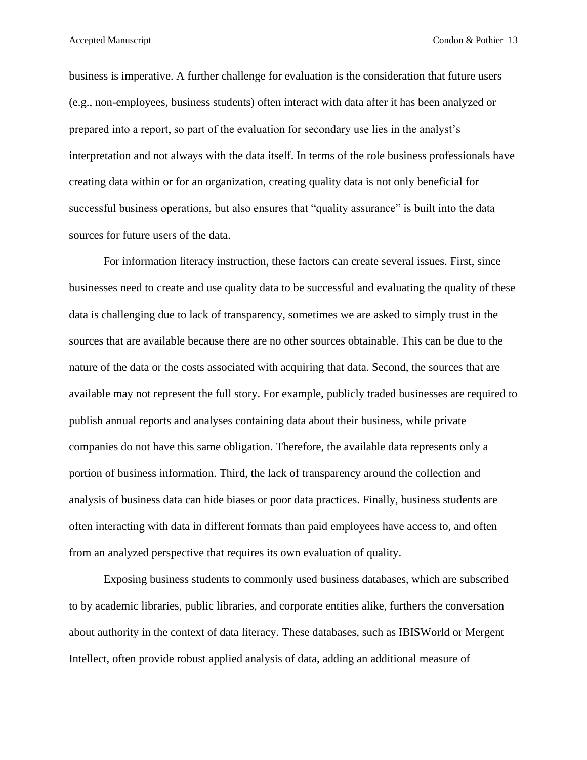business is imperative. A further challenge for evaluation is the consideration that future users (e.g., non-employees, business students) often interact with data after it has been analyzed or prepared into a report, so part of the evaluation for secondary use lies in the analyst's interpretation and not always with the data itself. In terms of the role business professionals have creating data within or for an organization, creating quality data is not only beneficial for successful business operations, but also ensures that "quality assurance" is built into the data sources for future users of the data.

For information literacy instruction, these factors can create several issues. First, since businesses need to create and use quality data to be successful and evaluating the quality of these data is challenging due to lack of transparency, sometimes we are asked to simply trust in the sources that are available because there are no other sources obtainable. This can be due to the nature of the data or the costs associated with acquiring that data. Second, the sources that are available may not represent the full story. For example, publicly traded businesses are required to publish annual reports and analyses containing data about their business, while private companies do not have this same obligation. Therefore, the available data represents only a portion of business information. Third, the lack of transparency around the collection and analysis of business data can hide biases or poor data practices. Finally, business students are often interacting with data in different formats than paid employees have access to, and often from an analyzed perspective that requires its own evaluation of quality.

Exposing business students to commonly used business databases, which are subscribed to by academic libraries, public libraries, and corporate entities alike, furthers the conversation about authority in the context of data literacy. These databases, such as IBISWorld or Mergent Intellect, often provide robust applied analysis of data, adding an additional measure of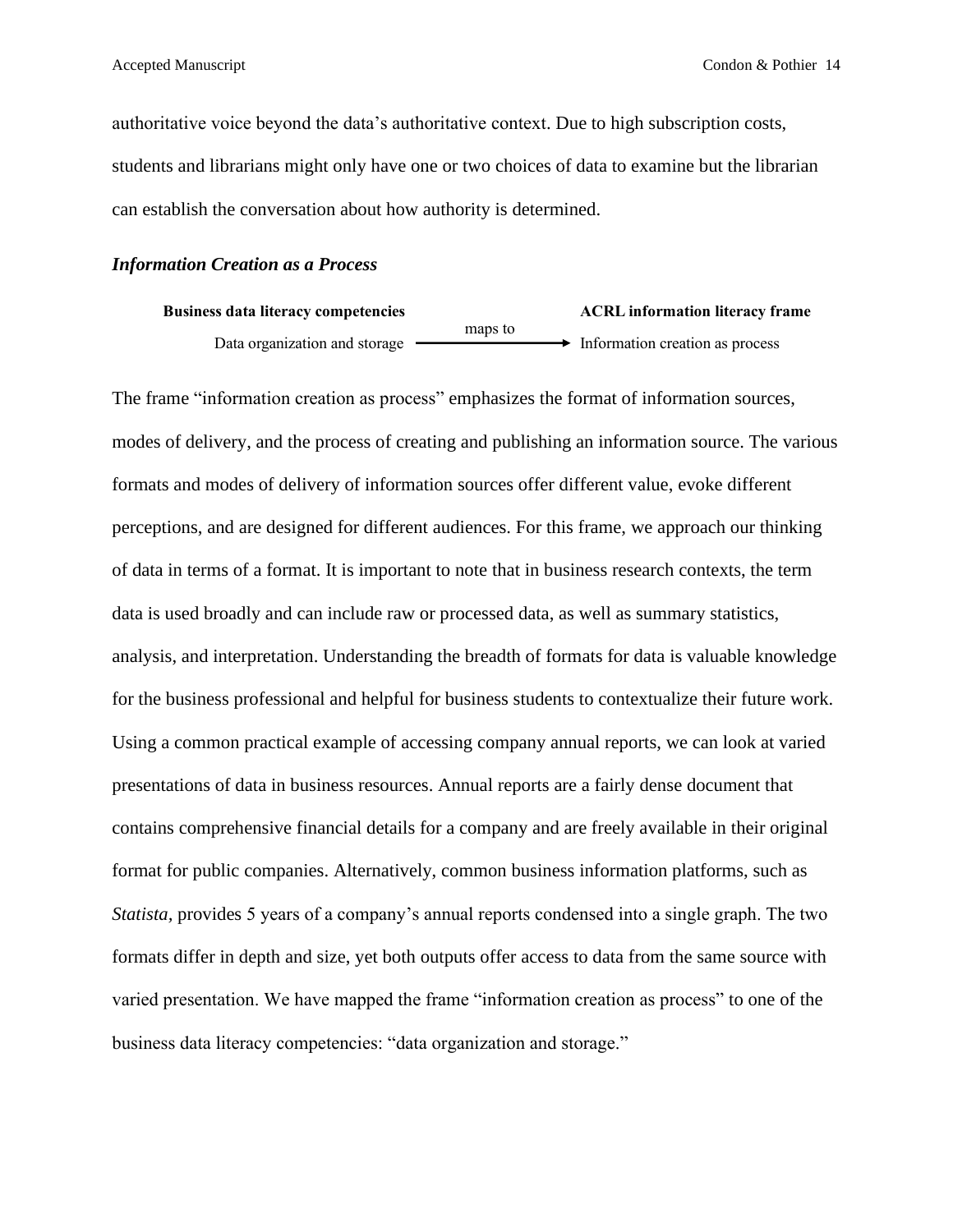authoritative voice beyond the data's authoritative context. Due to high subscription costs, students and librarians might only have one or two choices of data to examine but the librarian can establish the conversation about how authority is determined.

### *Information Creation as a Process*

| Business data literacy competencies | | ACRL information literacy frame |
| --- | --- | --- |
| Data organization and storage | maps to → | Information creation as process |

The frame "information creation as process" emphasizes the format of information sources, modes of delivery, and the process of creating and publishing an information source. The various formats and modes of delivery of information sources offer different value, evoke different perceptions, and are designed for different audiences. For this frame, we approach our thinking of data in terms of a format. It is important to note that in business research contexts, the term data is used broadly and can include raw or processed data, as well as summary statistics, analysis, and interpretation. Understanding the breadth of formats for data is valuable knowledge for the business professional and helpful for business students to contextualize their future work. Using a common practical example of accessing company annual reports, we can look at varied presentations of data in business resources. Annual reports are a fairly dense document that contains comprehensive financial details for a company and are freely available in their original format for public companies. Alternatively, common business information platforms, such as *Statista,* provides 5 years of a company's annual reports condensed into a single graph. The two formats differ in depth and size, yet both outputs offer access to data from the same source with varied presentation. We have mapped the frame "information creation as process" to one of the business data literacy competencies: "data organization and storage."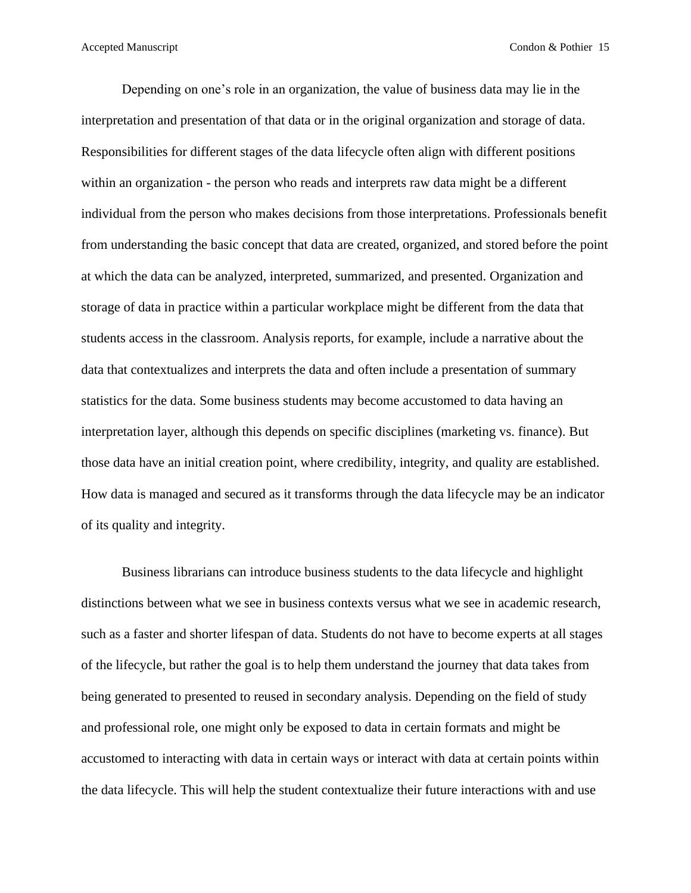Depending on one's role in an organization, the value of business data may lie in the interpretation and presentation of that data or in the original organization and storage of data. Responsibilities for different stages of the data lifecycle often align with different positions within an organization - the person who reads and interprets raw data might be a different individual from the person who makes decisions from those interpretations. Professionals benefit from understanding the basic concept that data are created, organized, and stored before the point at which the data can be analyzed, interpreted, summarized, and presented. Organization and storage of data in practice within a particular workplace might be different from the data that students access in the classroom. Analysis reports, for example, include a narrative about the data that contextualizes and interprets the data and often include a presentation of summary statistics for the data. Some business students may become accustomed to data having an interpretation layer, although this depends on specific disciplines (marketing vs. finance). But those data have an initial creation point, where credibility, integrity, and quality are established. How data is managed and secured as it transforms through the data lifecycle may be an indicator of its quality and integrity.

Business librarians can introduce business students to the data lifecycle and highlight distinctions between what we see in business contexts versus what we see in academic research, such as a faster and shorter lifespan of data. Students do not have to become experts at all stages of the lifecycle, but rather the goal is to help them understand the journey that data takes from being generated to presented to reused in secondary analysis. Depending on the field of study and professional role, one might only be exposed to data in certain formats and might be accustomed to interacting with data in certain ways or interact with data at certain points within the data lifecycle. This will help the student contextualize their future interactions with and use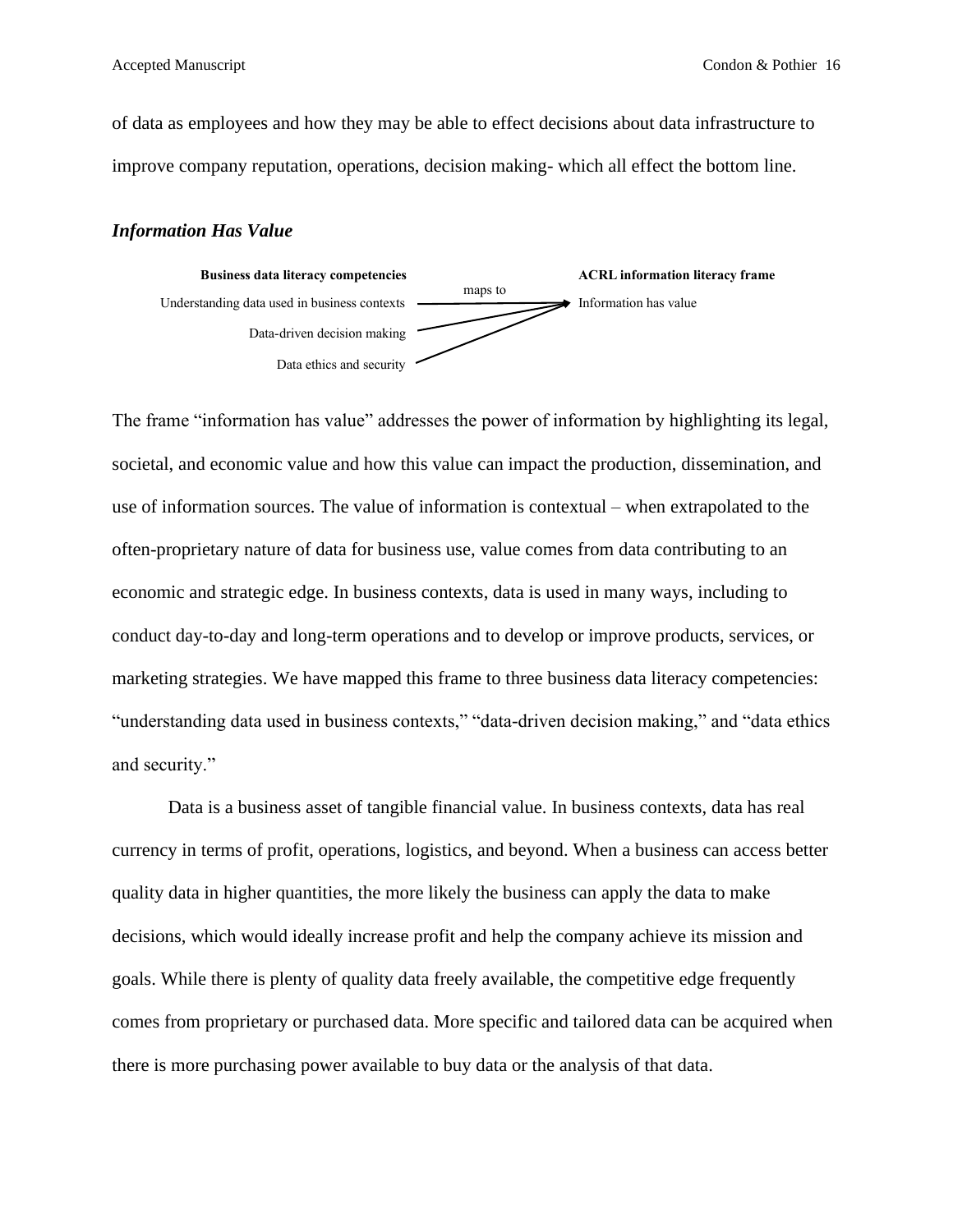of data as employees and how they may be able to effect decisions about data infrastructure to improve company reputation, operations, decision making- which all effect the bottom line.

### *Information Has Value*

| Business data literacy competencies | | ACRL information literacy frame |
|---|---|---|
| Understanding data used in business contexts | maps to → | Information has value |
| Data-driven decision making | → | Information has value |
| Data ethics and security | → | Information has value |

The frame "information has value" addresses the power of information by highlighting its legal, societal, and economic value and how this value can impact the production, dissemination, and use of information sources. The value of information is contextual – when extrapolated to the often-proprietary nature of data for business use, value comes from data contributing to an economic and strategic edge. In business contexts, data is used in many ways, including to conduct day-to-day and long-term operations and to develop or improve products, services, or marketing strategies. We have mapped this frame to three business data literacy competencies: "understanding data used in business contexts," "data-driven decision making," and "data ethics and security."

Data is a business asset of tangible financial value. In business contexts, data has real currency in terms of profit, operations, logistics, and beyond. When a business can access better quality data in higher quantities, the more likely the business can apply the data to make decisions, which would ideally increase profit and help the company achieve its mission and goals. While there is plenty of quality data freely available, the competitive edge frequently comes from proprietary or purchased data. More specific and tailored data can be acquired when there is more purchasing power available to buy data or the analysis of that data.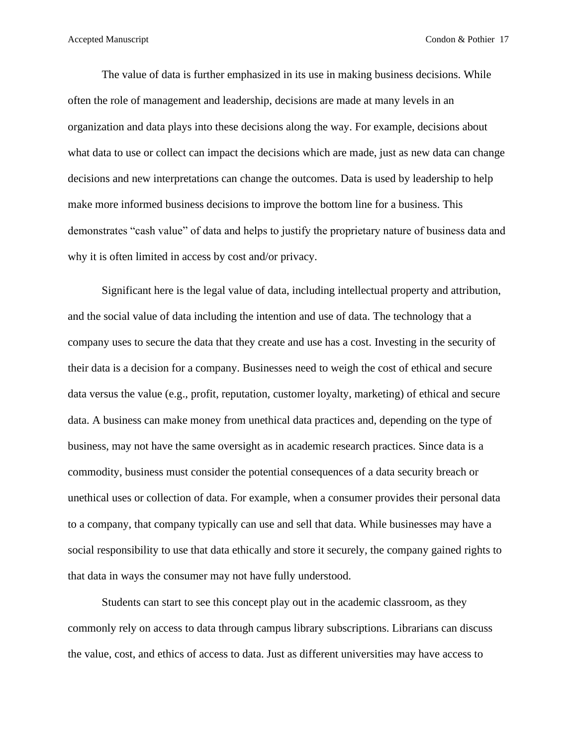The value of data is further emphasized in its use in making business decisions. While often the role of management and leadership, decisions are made at many levels in an organization and data plays into these decisions along the way. For example, decisions about what data to use or collect can impact the decisions which are made, just as new data can change decisions and new interpretations can change the outcomes. Data is used by leadership to help make more informed business decisions to improve the bottom line for a business. This demonstrates "cash value" of data and helps to justify the proprietary nature of business data and why it is often limited in access by cost and/or privacy.

Significant here is the legal value of data, including intellectual property and attribution, and the social value of data including the intention and use of data. The technology that a company uses to secure the data that they create and use has a cost. Investing in the security of their data is a decision for a company. Businesses need to weigh the cost of ethical and secure data versus the value (e.g., profit, reputation, customer loyalty, marketing) of ethical and secure data. A business can make money from unethical data practices and, depending on the type of business, may not have the same oversight as in academic research practices. Since data is a commodity, business must consider the potential consequences of a data security breach or unethical uses or collection of data. For example, when a consumer provides their personal data to a company, that company typically can use and sell that data. While businesses may have a social responsibility to use that data ethically and store it securely, the company gained rights to that data in ways the consumer may not have fully understood.

Students can start to see this concept play out in the academic classroom, as they commonly rely on access to data through campus library subscriptions. Librarians can discuss the value, cost, and ethics of access to data. Just as different universities may have access to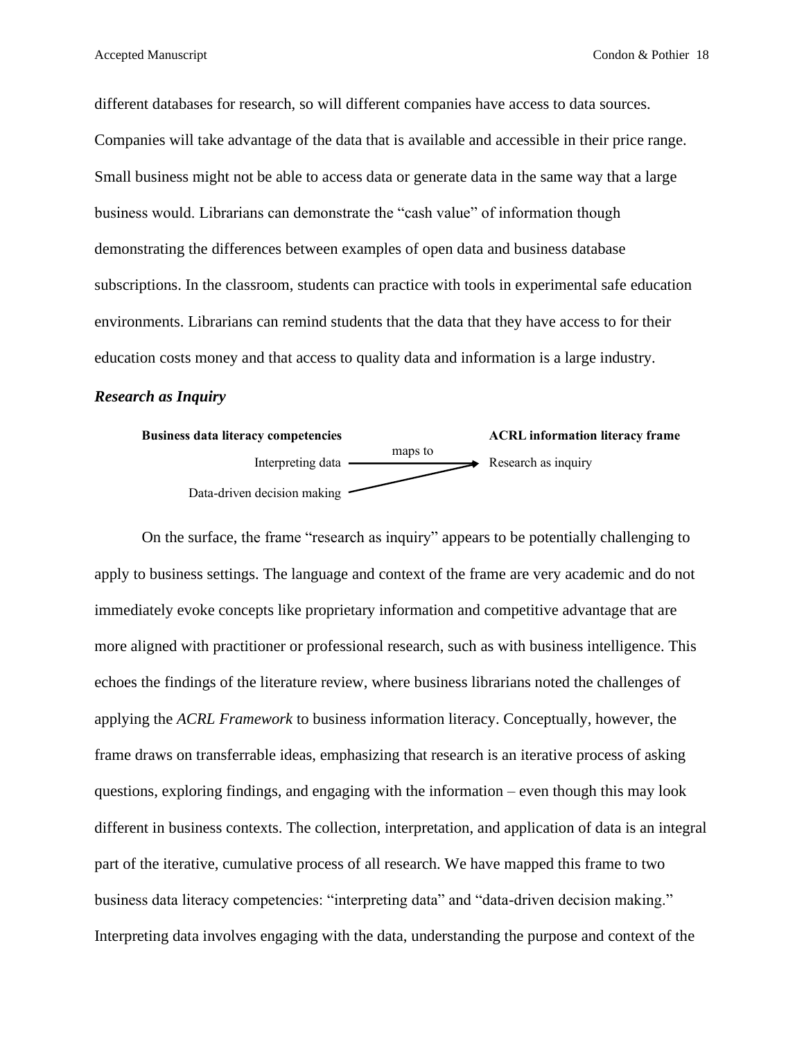different databases for research, so will different companies have access to data sources. Companies will take advantage of the data that is available and accessible in their price range. Small business might not be able to access data or generate data in the same way that a large business would. Librarians can demonstrate the "cash value" of information though demonstrating the differences between examples of open data and business database subscriptions. In the classroom, students can practice with tools in experimental safe education environments. Librarians can remind students that the data that they have access to for their education costs money and that access to quality data and information is a large industry.

### *Research as Inquiry*

| **Business data literacy competencies** | | **ACRL information literacy frame** |
|---|---|---|
| Interpreting data | maps to → | Research as inquiry |
| Data-driven decision making | → | Research as inquiry |

On the surface, the frame "research as inquiry" appears to be potentially challenging to apply to business settings. The language and context of the frame are very academic and do not immediately evoke concepts like proprietary information and competitive advantage that are more aligned with practitioner or professional research, such as with business intelligence. This echoes the findings of the literature review, where business librarians noted the challenges of applying the *ACRL Framework* to business information literacy. Conceptually, however, the frame draws on transferrable ideas, emphasizing that research is an iterative process of asking questions, exploring findings, and engaging with the information – even though this may look different in business contexts. The collection, interpretation, and application of data is an integral part of the iterative, cumulative process of all research. We have mapped this frame to two business data literacy competencies: "interpreting data" and "data-driven decision making." Interpreting data involves engaging with the data, understanding the purpose and context of the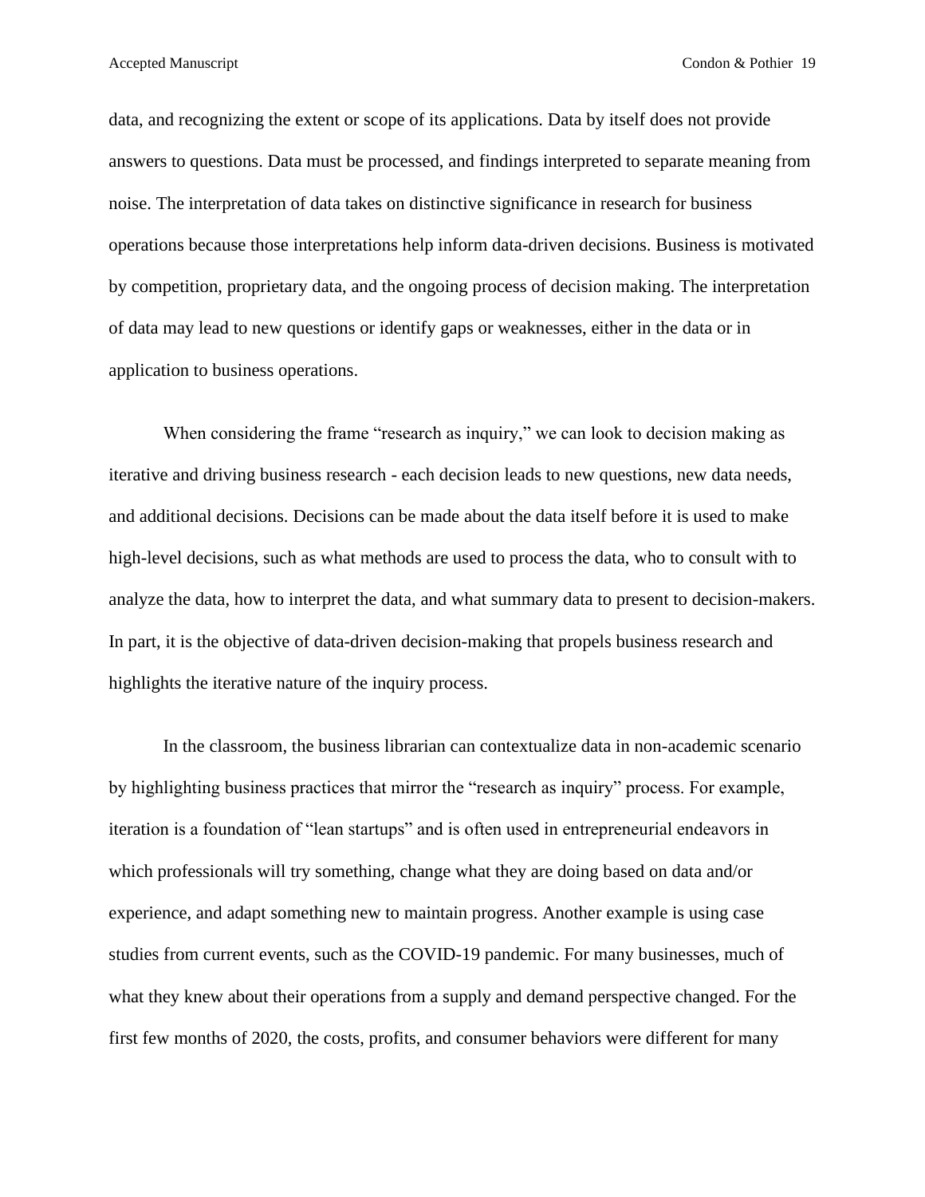data, and recognizing the extent or scope of its applications. Data by itself does not provide answers to questions. Data must be processed, and findings interpreted to separate meaning from noise. The interpretation of data takes on distinctive significance in research for business operations because those interpretations help inform data-driven decisions. Business is motivated by competition, proprietary data, and the ongoing process of decision making. The interpretation of data may lead to new questions or identify gaps or weaknesses, either in the data or in application to business operations.

When considering the frame "research as inquiry," we can look to decision making as iterative and driving business research - each decision leads to new questions, new data needs, and additional decisions. Decisions can be made about the data itself before it is used to make high-level decisions, such as what methods are used to process the data, who to consult with to analyze the data, how to interpret the data, and what summary data to present to decision-makers. In part, it is the objective of data-driven decision-making that propels business research and highlights the iterative nature of the inquiry process.

In the classroom, the business librarian can contextualize data in non-academic scenario by highlighting business practices that mirror the "research as inquiry" process. For example, iteration is a foundation of "lean startups" and is often used in entrepreneurial endeavors in which professionals will try something, change what they are doing based on data and/or experience, and adapt something new to maintain progress. Another example is using case studies from current events, such as the COVID-19 pandemic. For many businesses, much of what they knew about their operations from a supply and demand perspective changed. For the first few months of 2020, the costs, profits, and consumer behaviors were different for many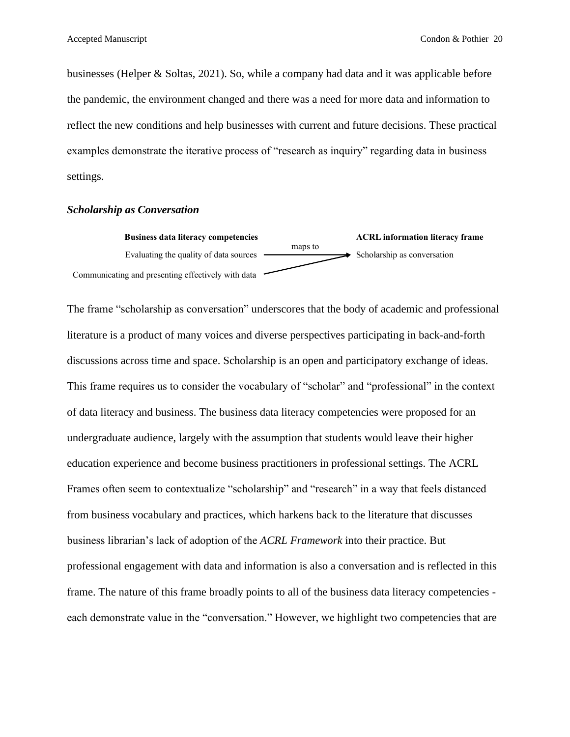businesses (Helper & Soltas, 2021). So, while a company had data and it was applicable before the pandemic, the environment changed and there was a need for more data and information to reflect the new conditions and help businesses with current and future decisions. These practical examples demonstrate the iterative process of "research as inquiry" regarding data in business settings.

### *Scholarship as Conversation*

| Business data literacy competencies | maps to | ACRL information literacy frame |
| --- | --- | --- |
| Evaluating the quality of data sources | → | Scholarship as conversation |
| Communicating and presenting effectively with data | → | Scholarship as conversation |

The frame "scholarship as conversation" underscores that the body of academic and professional literature is a product of many voices and diverse perspectives participating in back-and-forth discussions across time and space. Scholarship is an open and participatory exchange of ideas. This frame requires us to consider the vocabulary of "scholar" and "professional" in the context of data literacy and business. The business data literacy competencies were proposed for an undergraduate audience, largely with the assumption that students would leave their higher education experience and become business practitioners in professional settings. The ACRL Frames often seem to contextualize "scholarship" and "research" in a way that feels distanced from business vocabulary and practices, which harkens back to the literature that discusses business librarian's lack of adoption of the *ACRL Framework* into their practice. But professional engagement with data and information is also a conversation and is reflected in this frame. The nature of this frame broadly points to all of the business data literacy competencies - each demonstrate value in the "conversation." However, we highlight two competencies that are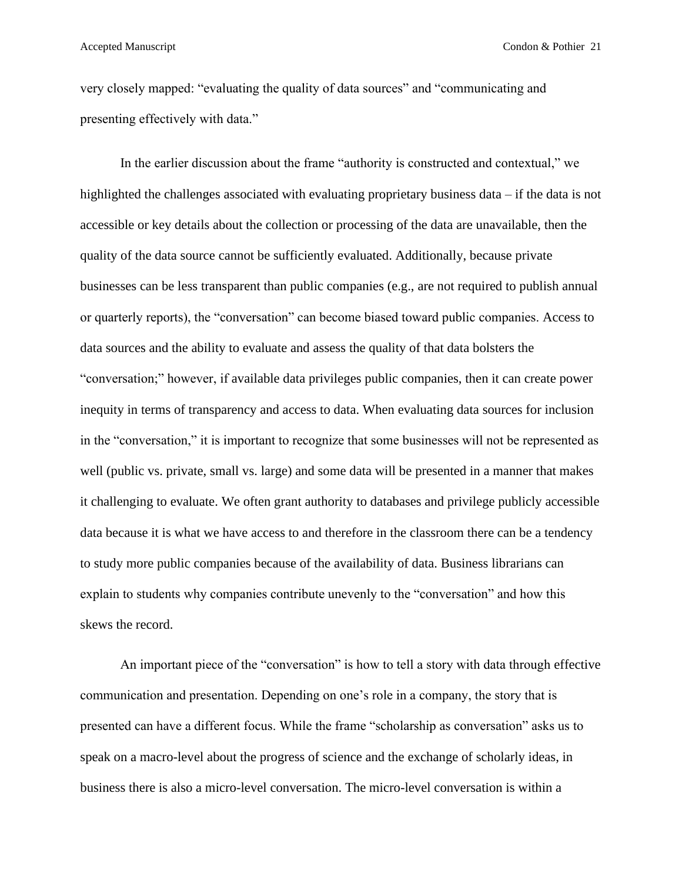very closely mapped: "evaluating the quality of data sources" and "communicating and presenting effectively with data."

In the earlier discussion about the frame "authority is constructed and contextual," we highlighted the challenges associated with evaluating proprietary business data – if the data is not accessible or key details about the collection or processing of the data are unavailable, then the quality of the data source cannot be sufficiently evaluated. Additionally, because private businesses can be less transparent than public companies (e.g., are not required to publish annual or quarterly reports), the "conversation" can become biased toward public companies. Access to data sources and the ability to evaluate and assess the quality of that data bolsters the "conversation;" however, if available data privileges public companies, then it can create power inequity in terms of transparency and access to data. When evaluating data sources for inclusion in the "conversation," it is important to recognize that some businesses will not be represented as well (public vs. private, small vs. large) and some data will be presented in a manner that makes it challenging to evaluate. We often grant authority to databases and privilege publicly accessible data because it is what we have access to and therefore in the classroom there can be a tendency to study more public companies because of the availability of data. Business librarians can explain to students why companies contribute unevenly to the "conversation" and how this skews the record.

An important piece of the "conversation" is how to tell a story with data through effective communication and presentation. Depending on one's role in a company, the story that is presented can have a different focus. While the frame "scholarship as conversation" asks us to speak on a macro-level about the progress of science and the exchange of scholarly ideas, in business there is also a micro-level conversation. The micro-level conversation is within a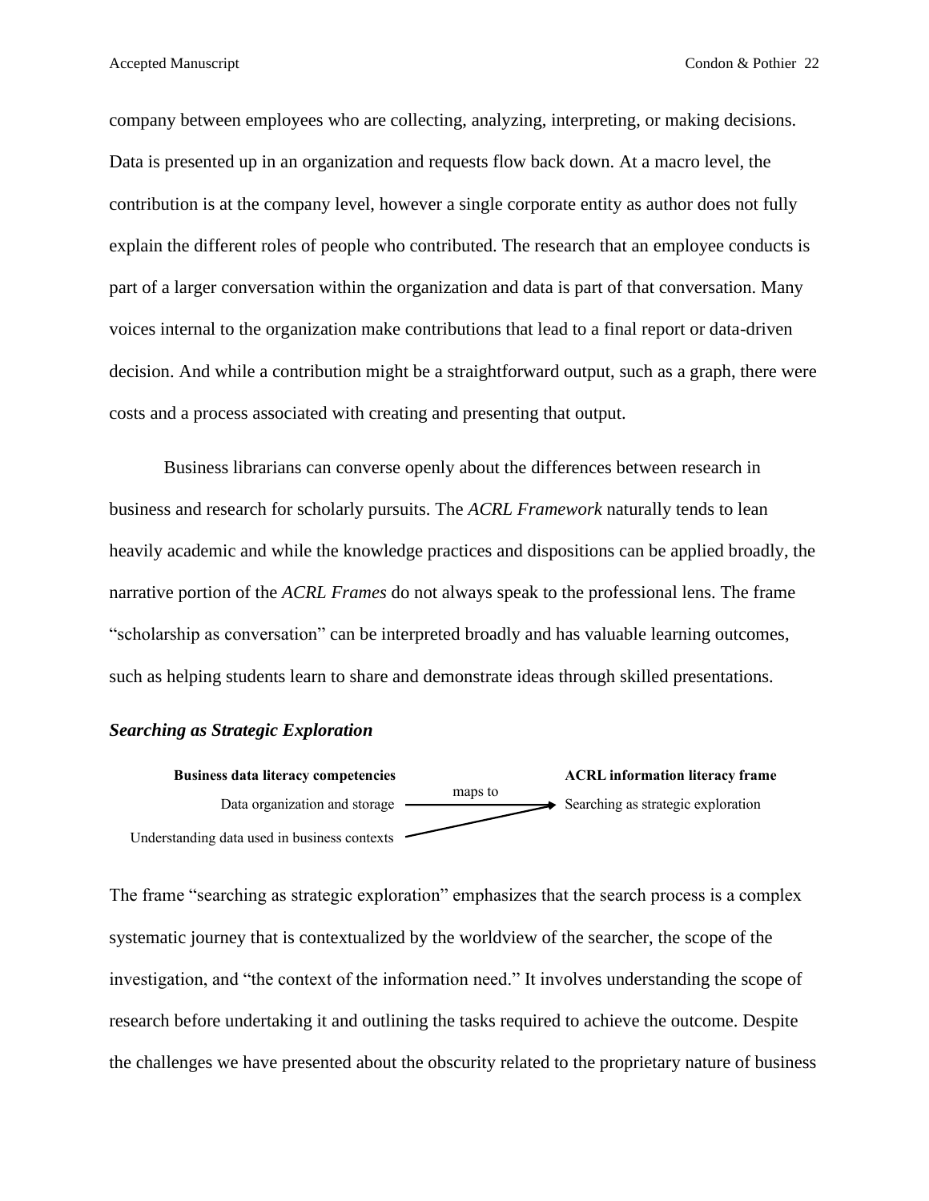company between employees who are collecting, analyzing, interpreting, or making decisions. Data is presented up in an organization and requests flow back down. At a macro level, the contribution is at the company level, however a single corporate entity as author does not fully explain the different roles of people who contributed. The research that an employee conducts is part of a larger conversation within the organization and data is part of that conversation. Many voices internal to the organization make contributions that lead to a final report or data-driven decision. And while a contribution might be a straightforward output, such as a graph, there were costs and a process associated with creating and presenting that output.

Business librarians can converse openly about the differences between research in business and research for scholarly pursuits. The *ACRL Framework* naturally tends to lean heavily academic and while the knowledge practices and dispositions can be applied broadly, the narrative portion of the *ACRL Frames* do not always speak to the professional lens. The frame "scholarship as conversation" can be interpreted broadly and has valuable learning outcomes, such as helping students learn to share and demonstrate ideas through skilled presentations.

### *Searching as Strategic Exploration*

| Business data literacy competencies | | ACRL information literacy frame |
|---|---|---|
| Data organization and storage | maps to → | Searching as strategic exploration |
| Understanding data used in business contexts | → | |

The frame "searching as strategic exploration" emphasizes that the search process is a complex systematic journey that is contextualized by the worldview of the searcher, the scope of the investigation, and "the context of the information need." It involves understanding the scope of research before undertaking it and outlining the tasks required to achieve the outcome. Despite the challenges we have presented about the obscurity related to the proprietary nature of business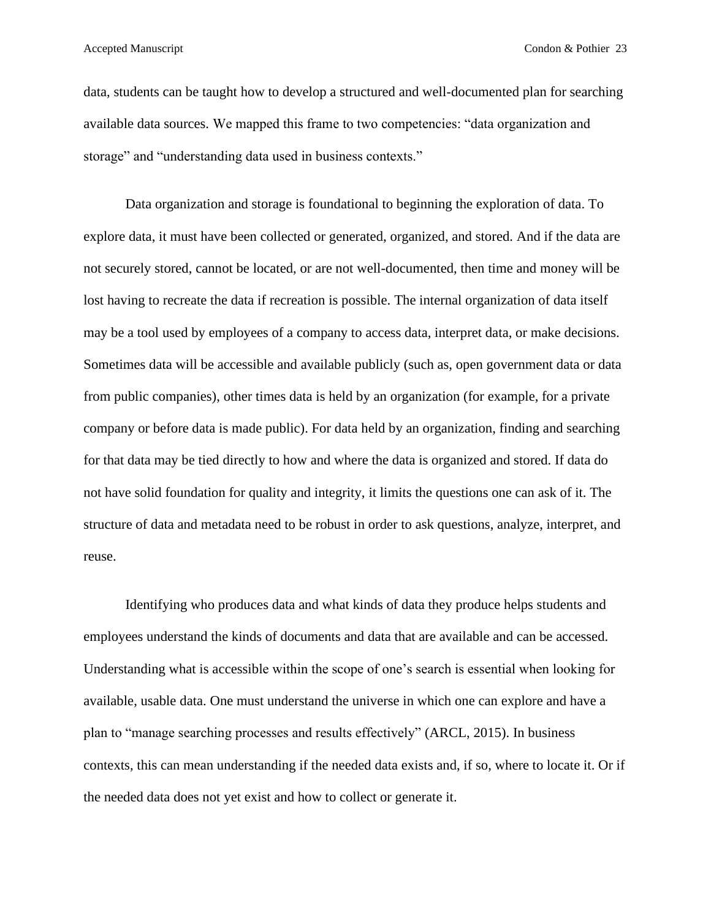data, students can be taught how to develop a structured and well-documented plan for searching available data sources. We mapped this frame to two competencies: "data organization and storage" and "understanding data used in business contexts."

Data organization and storage is foundational to beginning the exploration of data. To explore data, it must have been collected or generated, organized, and stored. And if the data are not securely stored, cannot be located, or are not well-documented, then time and money will be lost having to recreate the data if recreation is possible. The internal organization of data itself may be a tool used by employees of a company to access data, interpret data, or make decisions. Sometimes data will be accessible and available publicly (such as, open government data or data from public companies), other times data is held by an organization (for example, for a private company or before data is made public). For data held by an organization, finding and searching for that data may be tied directly to how and where the data is organized and stored. If data do not have solid foundation for quality and integrity, it limits the questions one can ask of it. The structure of data and metadata need to be robust in order to ask questions, analyze, interpret, and reuse.

Identifying who produces data and what kinds of data they produce helps students and employees understand the kinds of documents and data that are available and can be accessed. Understanding what is accessible within the scope of one's search is essential when looking for available, usable data. One must understand the universe in which one can explore and have a plan to "manage searching processes and results effectively" (ARCL, 2015). In business contexts, this can mean understanding if the needed data exists and, if so, where to locate it. Or if the needed data does not yet exist and how to collect or generate it.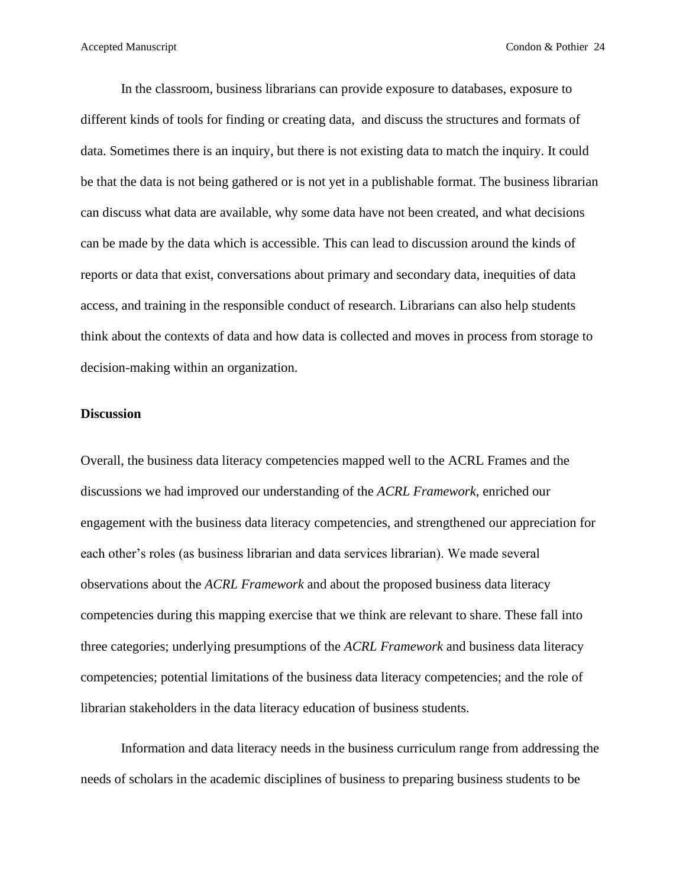In the classroom, business librarians can provide exposure to databases, exposure to different kinds of tools for finding or creating data,  and discuss the structures and formats of data. Sometimes there is an inquiry, but there is not existing data to match the inquiry. It could be that the data is not being gathered or is not yet in a publishable format. The business librarian can discuss what data are available, why some data have not been created, and what decisions can be made by the data which is accessible. This can lead to discussion around the kinds of reports or data that exist, conversations about primary and secondary data, inequities of data access, and training in the responsible conduct of research. Librarians can also help students think about the contexts of data and how data is collected and moves in process from storage to decision-making within an organization.

**Discussion**

Overall, the business data literacy competencies mapped well to the ACRL Frames and the discussions we had improved our understanding of the *ACRL Framework*, enriched our engagement with the business data literacy competencies, and strengthened our appreciation for each other's roles (as business librarian and data services librarian). We made several observations about the *ACRL Framework* and about the proposed business data literacy competencies during this mapping exercise that we think are relevant to share. These fall into three categories; underlying presumptions of the *ACRL Framework* and business data literacy competencies; potential limitations of the business data literacy competencies; and the role of librarian stakeholders in the data literacy education of business students.

Information and data literacy needs in the business curriculum range from addressing the needs of scholars in the academic disciplines of business to preparing business students to be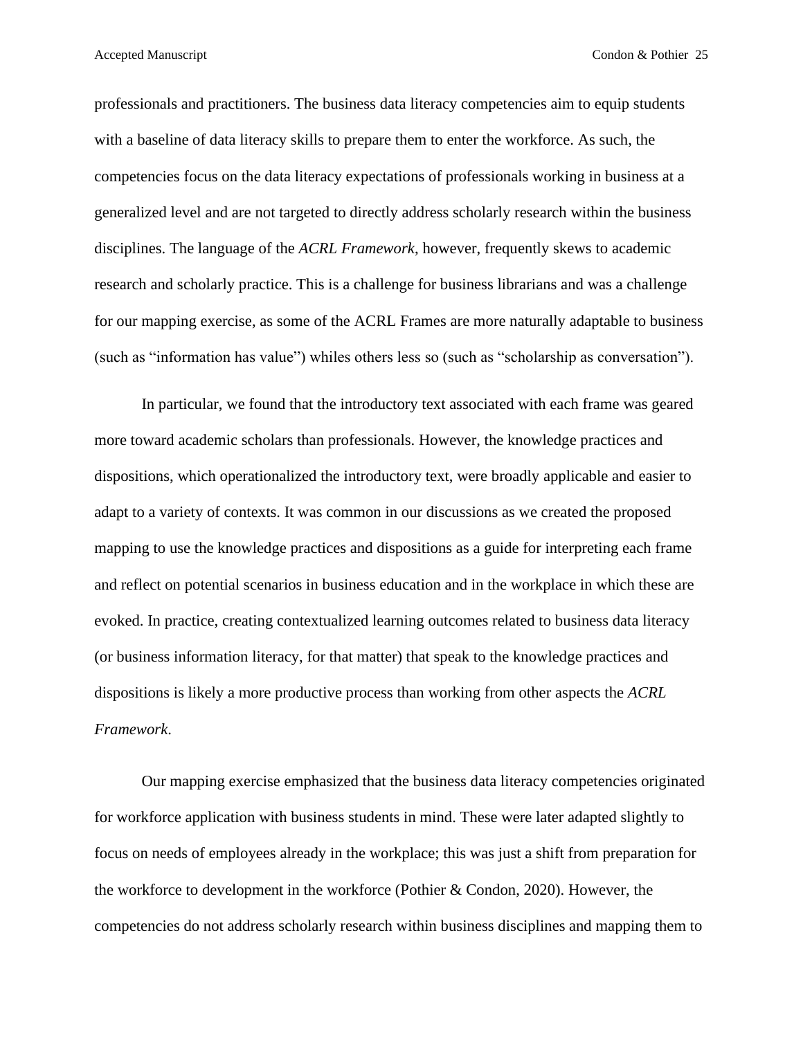professionals and practitioners. The business data literacy competencies aim to equip students with a baseline of data literacy skills to prepare them to enter the workforce. As such, the competencies focus on the data literacy expectations of professionals working in business at a generalized level and are not targeted to directly address scholarly research within the business disciplines. The language of the *ACRL Framework*, however, frequently skews to academic research and scholarly practice. This is a challenge for business librarians and was a challenge for our mapping exercise, as some of the ACRL Frames are more naturally adaptable to business (such as "information has value") whiles others less so (such as "scholarship as conversation").

In particular, we found that the introductory text associated with each frame was geared more toward academic scholars than professionals. However, the knowledge practices and dispositions, which operationalized the introductory text, were broadly applicable and easier to adapt to a variety of contexts. It was common in our discussions as we created the proposed mapping to use the knowledge practices and dispositions as a guide for interpreting each frame and reflect on potential scenarios in business education and in the workplace in which these are evoked. In practice, creating contextualized learning outcomes related to business data literacy (or business information literacy, for that matter) that speak to the knowledge practices and dispositions is likely a more productive process than working from other aspects the *ACRL Framework*.

Our mapping exercise emphasized that the business data literacy competencies originated for workforce application with business students in mind. These were later adapted slightly to focus on needs of employees already in the workplace; this was just a shift from preparation for the workforce to development in the workforce (Pothier & Condon, 2020). However, the competencies do not address scholarly research within business disciplines and mapping them to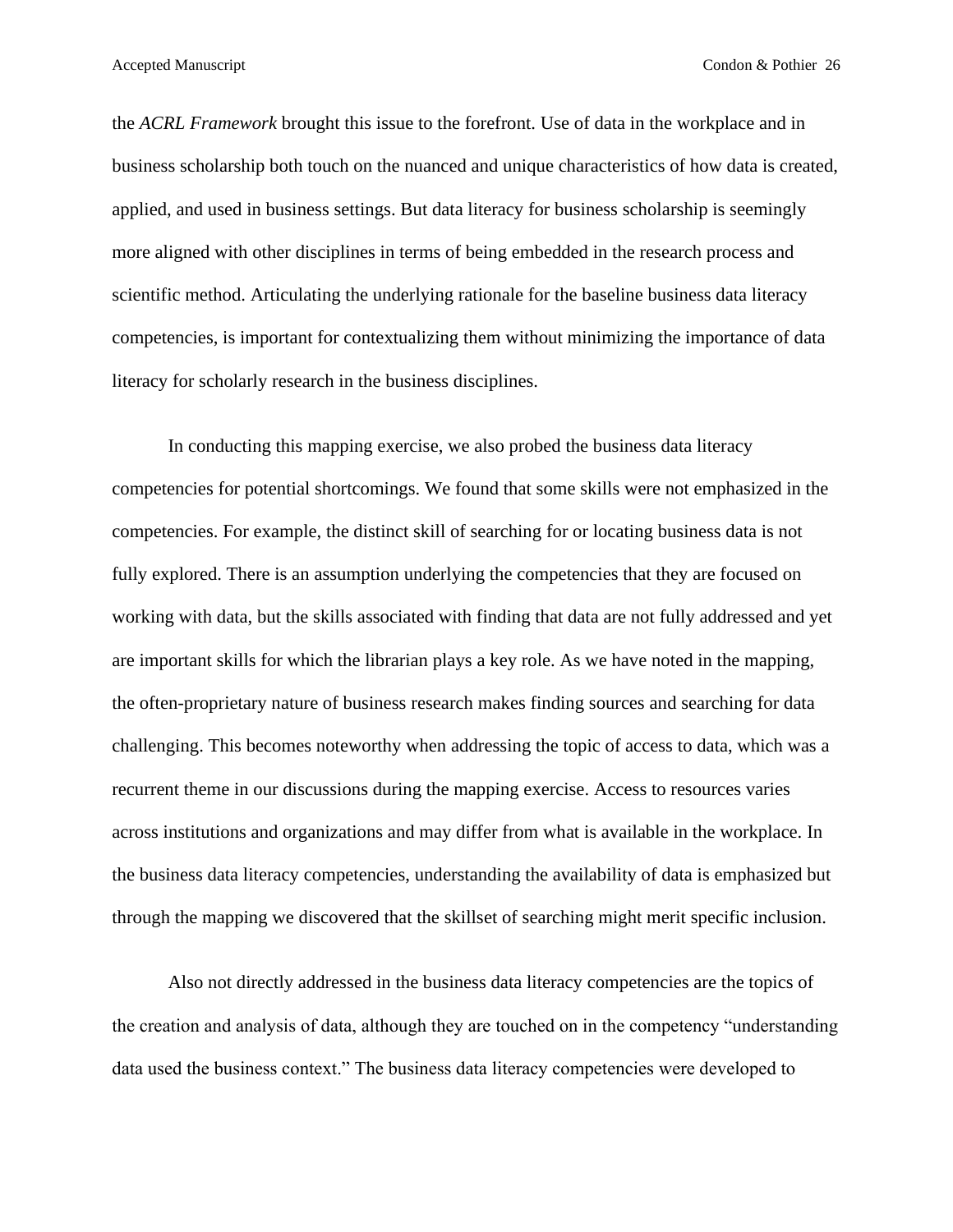the *ACRL Framework* brought this issue to the forefront. Use of data in the workplace and in business scholarship both touch on the nuanced and unique characteristics of how data is created, applied, and used in business settings. But data literacy for business scholarship is seemingly more aligned with other disciplines in terms of being embedded in the research process and scientific method. Articulating the underlying rationale for the baseline business data literacy competencies, is important for contextualizing them without minimizing the importance of data literacy for scholarly research in the business disciplines.

In conducting this mapping exercise, we also probed the business data literacy competencies for potential shortcomings. We found that some skills were not emphasized in the competencies. For example, the distinct skill of searching for or locating business data is not fully explored. There is an assumption underlying the competencies that they are focused on working with data, but the skills associated with finding that data are not fully addressed and yet are important skills for which the librarian plays a key role. As we have noted in the mapping, the often-proprietary nature of business research makes finding sources and searching for data challenging. This becomes noteworthy when addressing the topic of access to data, which was a recurrent theme in our discussions during the mapping exercise. Access to resources varies across institutions and organizations and may differ from what is available in the workplace. In the business data literacy competencies, understanding the availability of data is emphasized but through the mapping we discovered that the skillset of searching might merit specific inclusion.

Also not directly addressed in the business data literacy competencies are the topics of the creation and analysis of data, although they are touched on in the competency "understanding data used the business context." The business data literacy competencies were developed to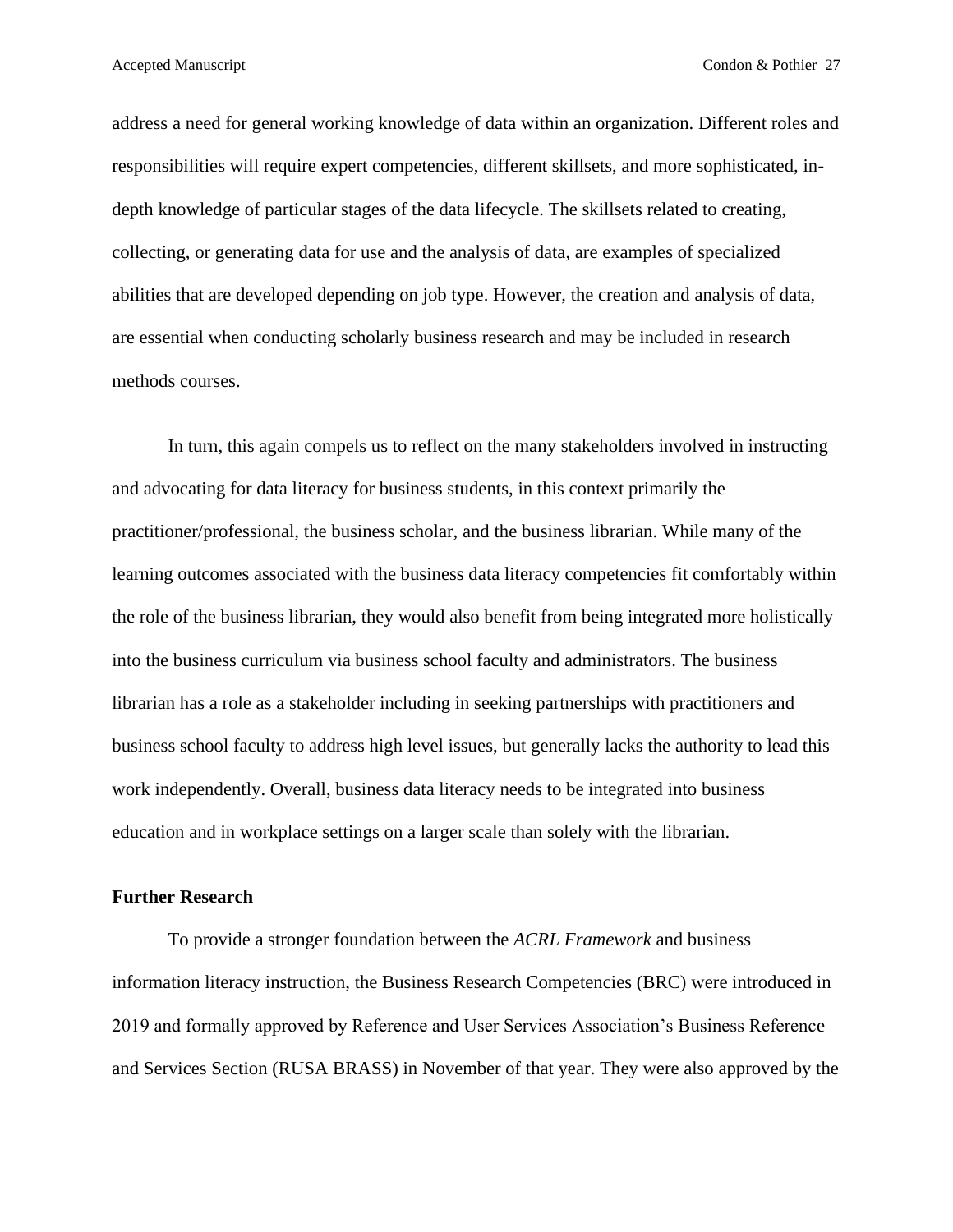address a need for general working knowledge of data within an organization. Different roles and responsibilities will require expert competencies, different skillsets, and more sophisticated, in-depth knowledge of particular stages of the data lifecycle. The skillsets related to creating, collecting, or generating data for use and the analysis of data, are examples of specialized abilities that are developed depending on job type. However, the creation and analysis of data, are essential when conducting scholarly business research and may be included in research methods courses.

In turn, this again compels us to reflect on the many stakeholders involved in instructing and advocating for data literacy for business students, in this context primarily the practitioner/professional, the business scholar, and the business librarian. While many of the learning outcomes associated with the business data literacy competencies fit comfortably within the role of the business librarian, they would also benefit from being integrated more holistically into the business curriculum via business school faculty and administrators. The business librarian has a role as a stakeholder including in seeking partnerships with practitioners and business school faculty to address high level issues, but generally lacks the authority to lead this work independently. Overall, business data literacy needs to be integrated into business education and in workplace settings on a larger scale than solely with the librarian.

## Further Research

To provide a stronger foundation between the *ACRL Framework* and business information literacy instruction, the Business Research Competencies (BRC) were introduced in 2019 and formally approved by Reference and User Services Association's Business Reference and Services Section (RUSA BRASS) in November of that year. They were also approved by the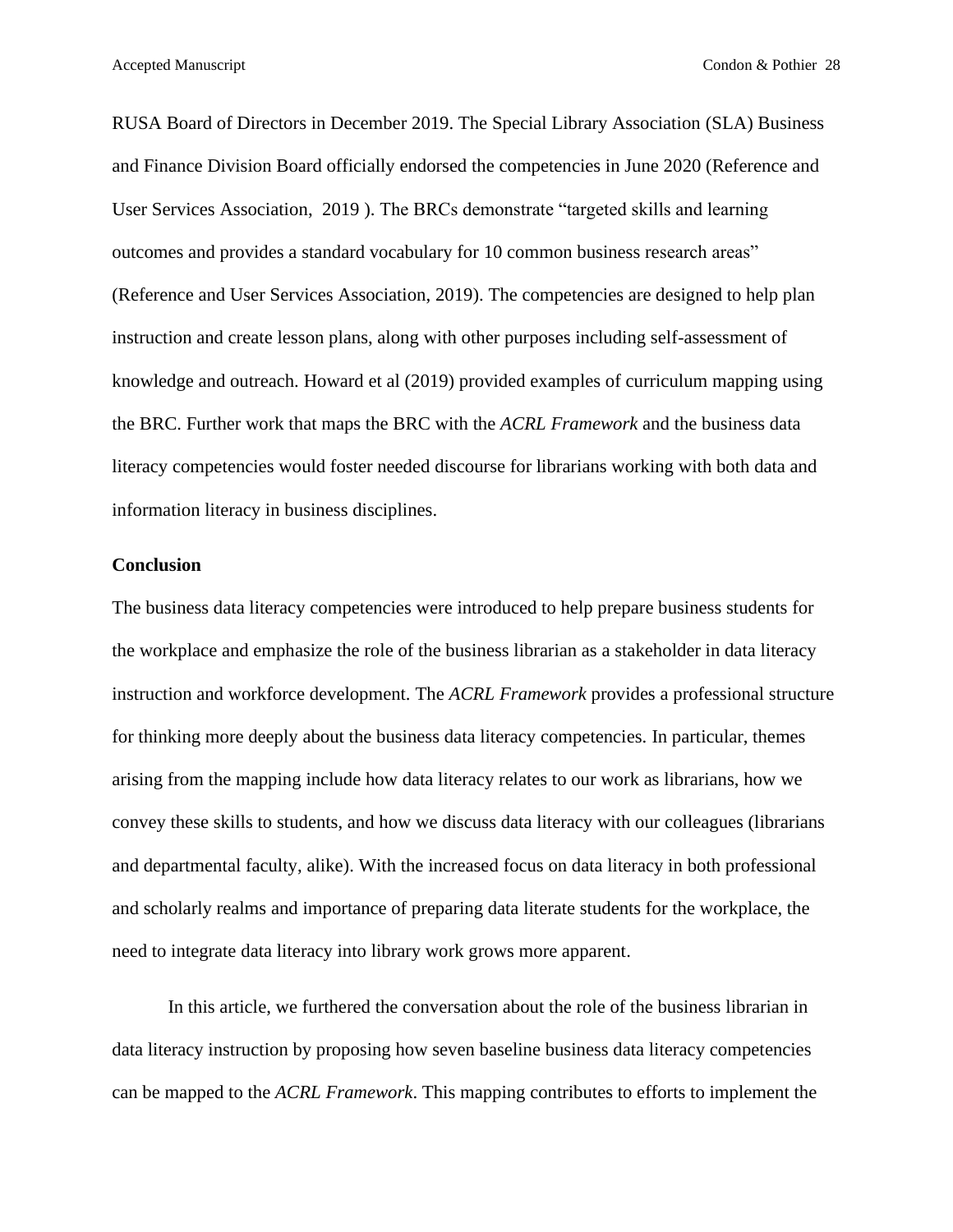RUSA Board of Directors in December 2019. The Special Library Association (SLA) Business and Finance Division Board officially endorsed the competencies in June 2020 (Reference and User Services Association,  2019 ). The BRCs demonstrate "targeted skills and learning outcomes and provides a standard vocabulary for 10 common business research areas" (Reference and User Services Association, 2019). The competencies are designed to help plan instruction and create lesson plans, along with other purposes including self-assessment of knowledge and outreach. Howard et al (2019) provided examples of curriculum mapping using the BRC. Further work that maps the BRC with the *ACRL Framework* and the business data literacy competencies would foster needed discourse for librarians working with both data and information literacy in business disciplines.

**Conclusion**

The business data literacy competencies were introduced to help prepare business students for the workplace and emphasize the role of the business librarian as a stakeholder in data literacy instruction and workforce development. The *ACRL Framework* provides a professional structure for thinking more deeply about the business data literacy competencies. In particular, themes arising from the mapping include how data literacy relates to our work as librarians, how we convey these skills to students, and how we discuss data literacy with our colleagues (librarians and departmental faculty, alike). With the increased focus on data literacy in both professional and scholarly realms and importance of preparing data literate students for the workplace, the need to integrate data literacy into library work grows more apparent.

In this article, we furthered the conversation about the role of the business librarian in data literacy instruction by proposing how seven baseline business data literacy competencies can be mapped to the *ACRL Framework*. This mapping contributes to efforts to implement the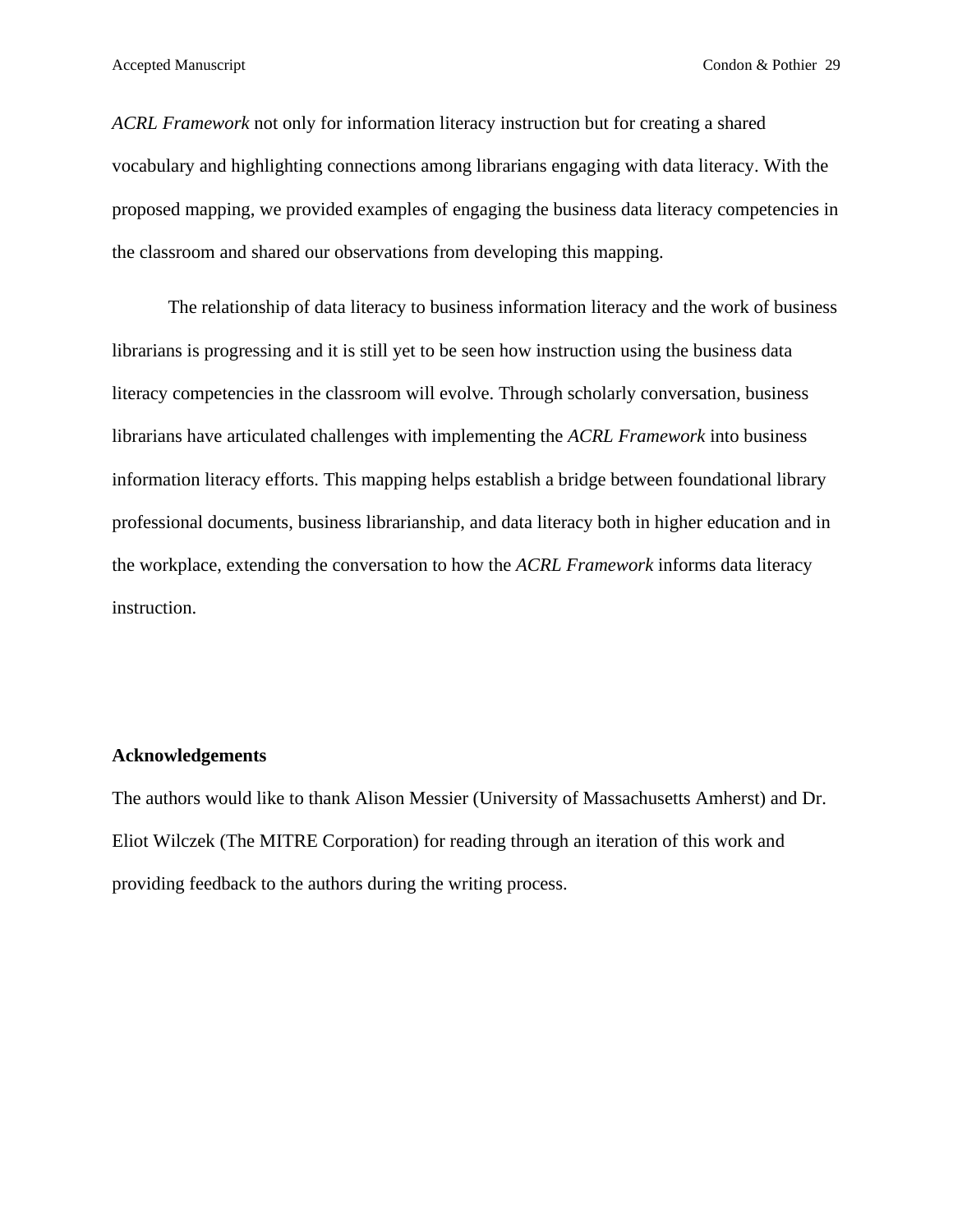*ACRL Framework* not only for information literacy instruction but for creating a shared vocabulary and highlighting connections among librarians engaging with data literacy. With the proposed mapping, we provided examples of engaging the business data literacy competencies in the classroom and shared our observations from developing this mapping.

The relationship of data literacy to business information literacy and the work of business librarians is progressing and it is still yet to be seen how instruction using the business data literacy competencies in the classroom will evolve. Through scholarly conversation, business librarians have articulated challenges with implementing the *ACRL Framework* into business information literacy efforts. This mapping helps establish a bridge between foundational library professional documents, business librarianship, and data literacy both in higher education and in the workplace, extending the conversation to how the *ACRL Framework* informs data literacy instruction.

**Acknowledgements**

The authors would like to thank Alison Messier (University of Massachusetts Amherst) and Dr. Eliot Wilczek (The MITRE Corporation) for reading through an iteration of this work and providing feedback to the authors during the writing process.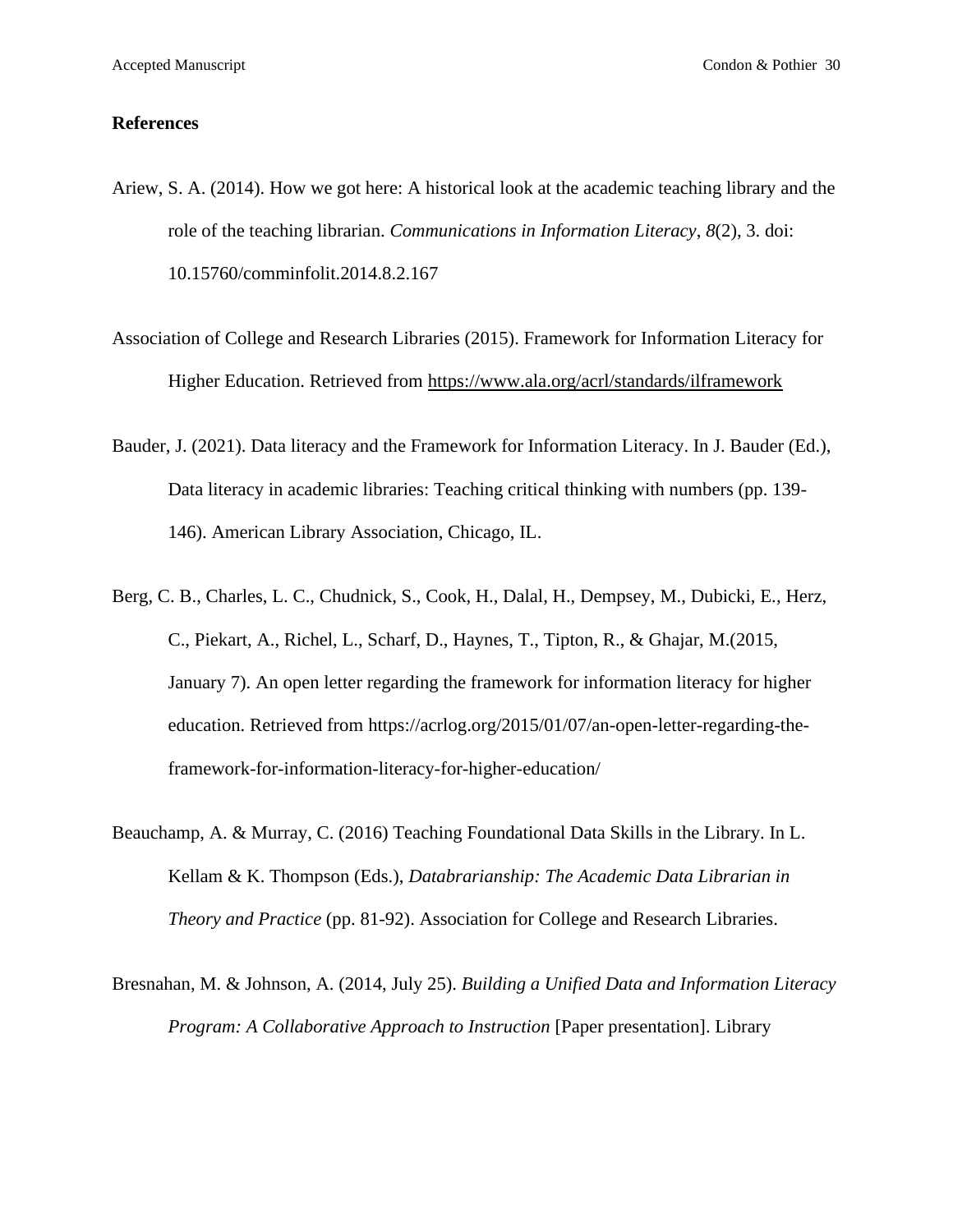## References

Ariew, S. A. (2014). How we got here: A historical look at the academic teaching library and the role of the teaching librarian. *Communications in Information Literacy*, *8*(2), 3. doi: 10.15760/comminfolit.2014.8.2.167

Association of College and Research Libraries (2015). Framework for Information Literacy for Higher Education. Retrieved from https://www.ala.org/acrl/standards/ilframework

Bauder, J. (2021). Data literacy and the Framework for Information Literacy. In J. Bauder (Ed.), Data literacy in academic libraries: Teaching critical thinking with numbers (pp. 139-146). American Library Association, Chicago, IL.

Berg, C. B., Charles, L. C., Chudnick, S., Cook, H., Dalal, H., Dempsey, M., Dubicki, E., Herz, C., Piekart, A., Richel, L., Scharf, D., Haynes, T., Tipton, R., & Ghajar, M.(2015, January 7). An open letter regarding the framework for information literacy for higher education. Retrieved from https://acrlog.org/2015/01/07/an-open-letter-regarding-the-framework-for-information-literacy-for-higher-education/

Beauchamp, A. & Murray, C. (2016) Teaching Foundational Data Skills in the Library. In L. Kellam & K. Thompson (Eds.), *Databrarianship: The Academic Data Librarian in Theory and Practice* (pp. 81-92). Association for College and Research Libraries.

Bresnahan, M. & Johnson, A. (2014, July 25). *Building a Unified Data and Information Literacy Program: A Collaborative Approach to Instruction* [Paper presentation]. Library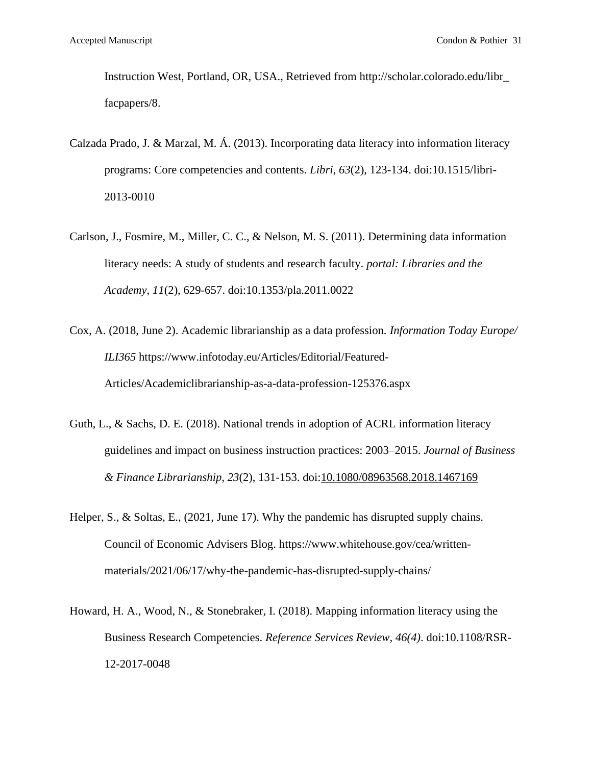Instruction West, Portland, OR, USA., Retrieved from http://scholar.colorado.edu/libr_facpapers/8.

Calzada Prado, J. & Marzal, M. Á. (2013). Incorporating data literacy into information literacy programs: Core competencies and contents. *Libri*, *63*(2), 123-134. doi:10.1515/libri-2013-0010

Carlson, J., Fosmire, M., Miller, C. C., & Nelson, M. S. (2011). Determining data information literacy needs: A study of students and research faculty. *portal: Libraries and the Academy*, *11*(2), 629-657. doi:10.1353/pla.2011.0022

Cox, A. (2018, June 2). Academic librarianship as a data profession. *Information Today Europe/ ILI365* https://www.infotoday.eu/Articles/Editorial/Featured-Articles/Academiclibrarianship-as-a-data-profession-125376.aspx

Guth, L., & Sachs, D. E. (2018). National trends in adoption of ACRL information literacy guidelines and impact on business instruction practices: 2003–2015. *Journal of Business & Finance Librarianship*, *23*(2), 131-153. doi:10.1080/08963568.2018.1467169

Helper, S., & Soltas, E., (2021, June 17). Why the pandemic has disrupted supply chains. Council of Economic Advisers Blog. https://www.whitehouse.gov/cea/written-materials/2021/06/17/why-the-pandemic-has-disrupted-supply-chains/

Howard, H. A., Wood, N., & Stonebraker, I. (2018). Mapping information literacy using the Business Research Competencies. *Reference Services Review, 46(4)*. doi:10.1108/RSR-12-2017-0048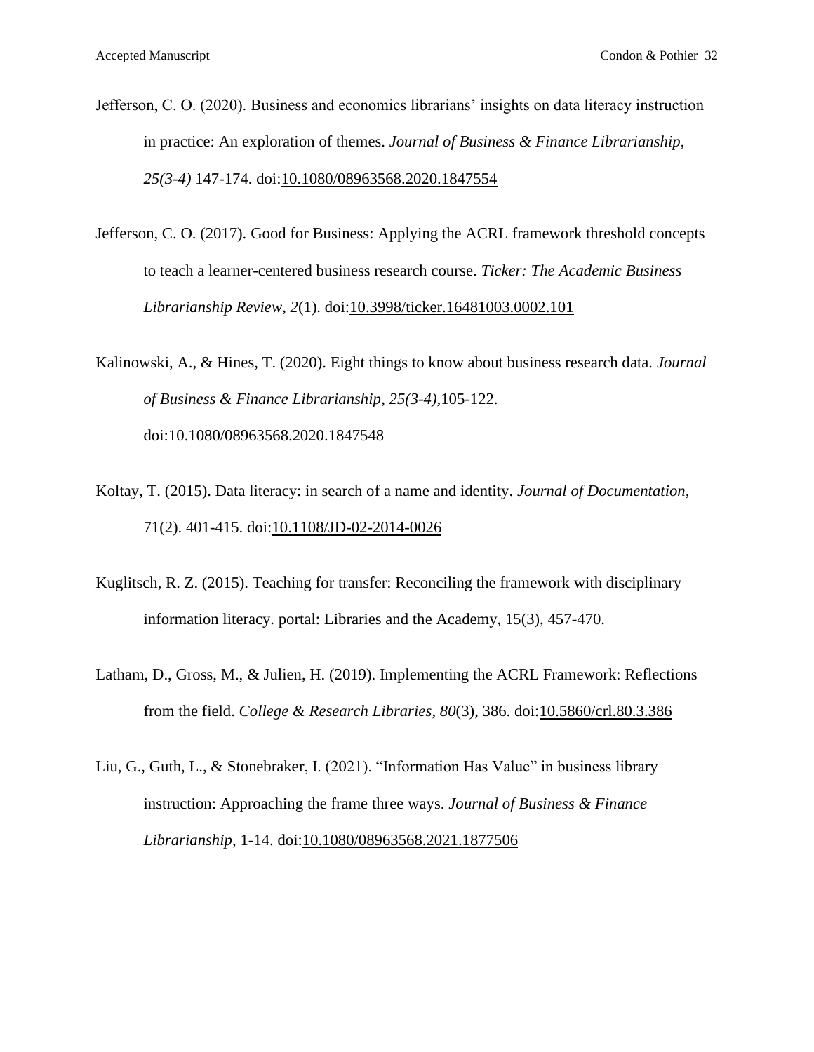Jefferson, C. O. (2020). Business and economics librarians' insights on data literacy instruction in practice: An exploration of themes. *Journal of Business & Finance Librarianship*, *25(3-4)* 147-174. doi:10.1080/08963568.2020.1847554

Jefferson, C. O. (2017). Good for Business: Applying the ACRL framework threshold concepts to teach a learner-centered business research course. *Ticker: The Academic Business Librarianship Review*, *2*(1). doi:10.3998/ticker.16481003.0002.101

Kalinowski, A., & Hines, T. (2020). Eight things to know about business research data. *Journal of Business & Finance Librarianship*, *25(3-4)*,105-122. doi:10.1080/08963568.2020.1847548

Koltay, T. (2015). Data literacy: in search of a name and identity. *Journal of Documentation*, 71(2). 401-415. doi:10.1108/JD-02-2014-0026

Kuglitsch, R. Z. (2015). Teaching for transfer: Reconciling the framework with disciplinary information literacy. portal: Libraries and the Academy, 15(3), 457-470.

Latham, D., Gross, M., & Julien, H. (2019). Implementing the ACRL Framework: Reflections from the field. *College & Research Libraries*, *80*(3), 386. doi:10.5860/crl.80.3.386

Liu, G., Guth, L., & Stonebraker, I. (2021). "Information Has Value" in business library instruction: Approaching the frame three ways. *Journal of Business & Finance Librarianship*, 1-14. doi:10.1080/08963568.2021.1877506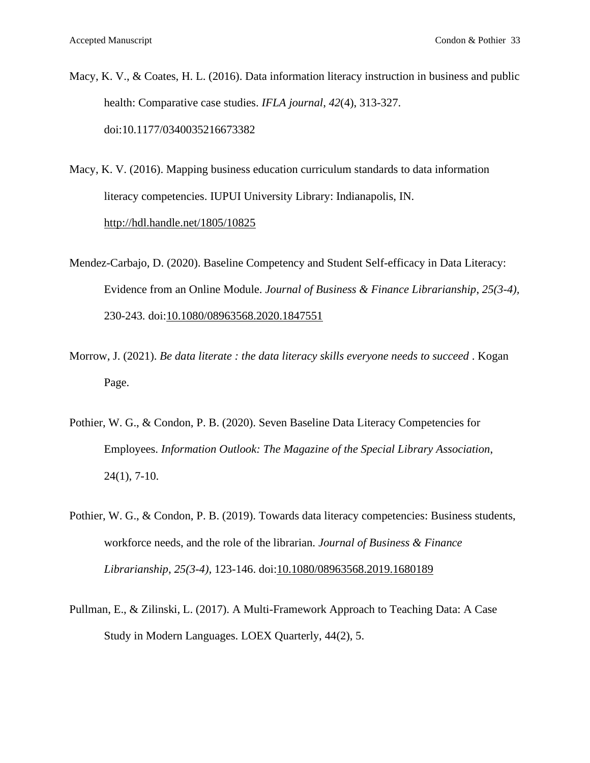Macy, K. V., & Coates, H. L. (2016). Data information literacy instruction in business and public health: Comparative case studies. *IFLA journal*, *42*(4), 313-327. doi:10.1177/0340035216673382

Macy, K. V. (2016). Mapping business education curriculum standards to data information literacy competencies. IUPUI University Library: Indianapolis, IN. http://hdl.handle.net/1805/10825

Mendez-Carbajo, D. (2020). Baseline Competency and Student Self-efficacy in Data Literacy: Evidence from an Online Module. *Journal of Business & Finance Librarianship*, *25(3-4)*, 230-243. doi:10.1080/08963568.2020.1847551

Morrow, J. (2021). *Be data literate : the data literacy skills everyone needs to succeed* . Kogan Page.

Pothier, W. G., & Condon, P. B. (2020). Seven Baseline Data Literacy Competencies for Employees. *Information Outlook: The Magazine of the Special Library Association*, 24(1), 7-10.

Pothier, W. G., & Condon, P. B. (2019). Towards data literacy competencies: Business students, workforce needs, and the role of the librarian. *Journal of Business & Finance Librarianship*, *25(3-4)*, 123-146. doi:10.1080/08963568.2019.1680189

Pullman, E., & Zilinski, L. (2017). A Multi-Framework Approach to Teaching Data: A Case Study in Modern Languages. LOEX Quarterly, 44(2), 5.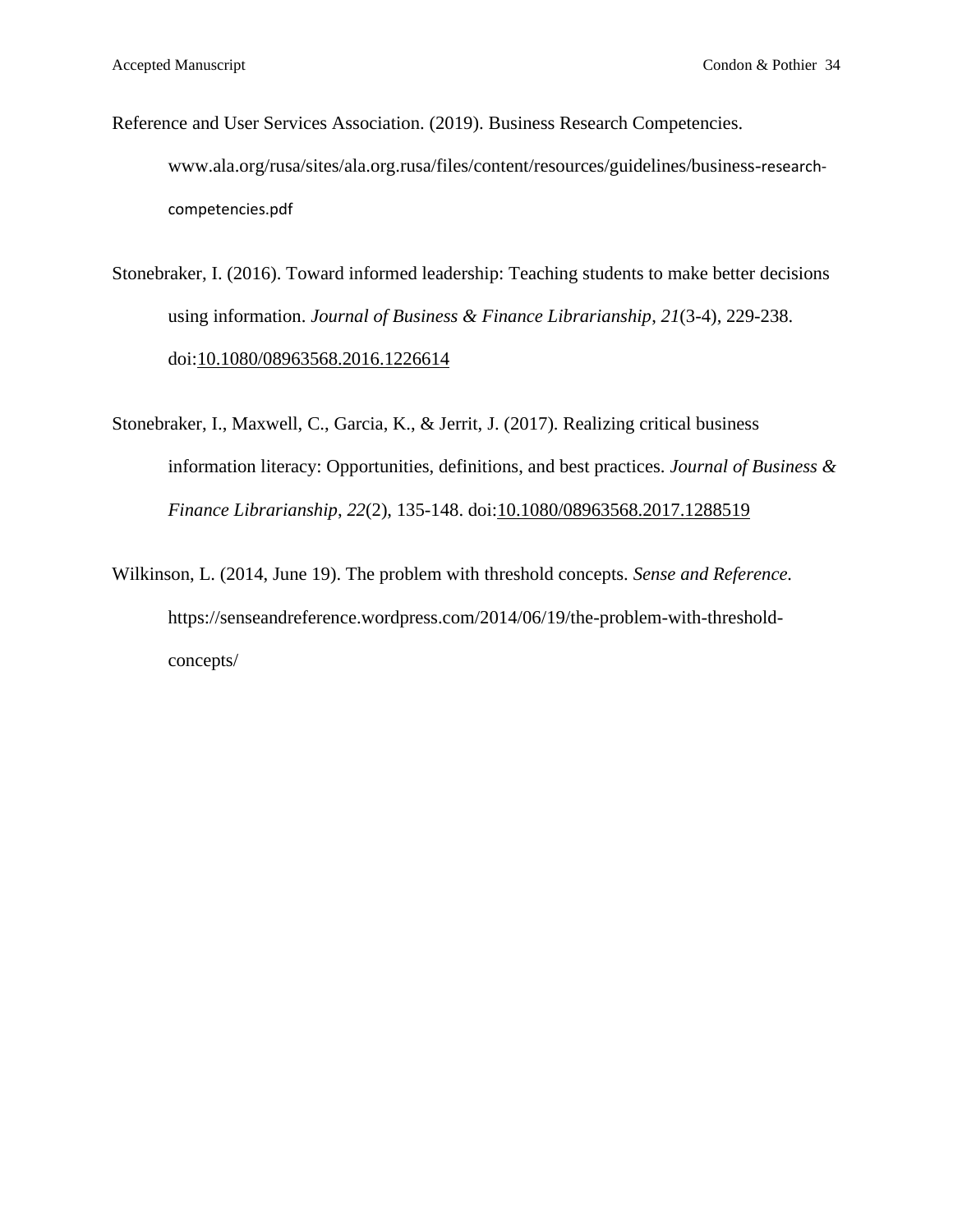Reference and User Services Association. (2019). Business Research Competencies. www.ala.org/rusa/sites/ala.org.rusa/files/content/resources/guidelines/business-research-competencies.pdf

Stonebraker, I. (2016). Toward informed leadership: Teaching students to make better decisions using information. *Journal of Business & Finance Librarianship*, *21*(3-4), 229-238. doi:10.1080/08963568.2016.1226614

Stonebraker, I., Maxwell, C., Garcia, K., & Jerrit, J. (2017). Realizing critical business information literacy: Opportunities, definitions, and best practices. *Journal of Business & Finance Librarianship*, *22*(2), 135-148. doi:10.1080/08963568.2017.1288519

Wilkinson, L. (2014, June 19). The problem with threshold concepts. *Sense and Reference.* https://senseandreference.wordpress.com/2014/06/19/the-problem-with-threshold-concepts/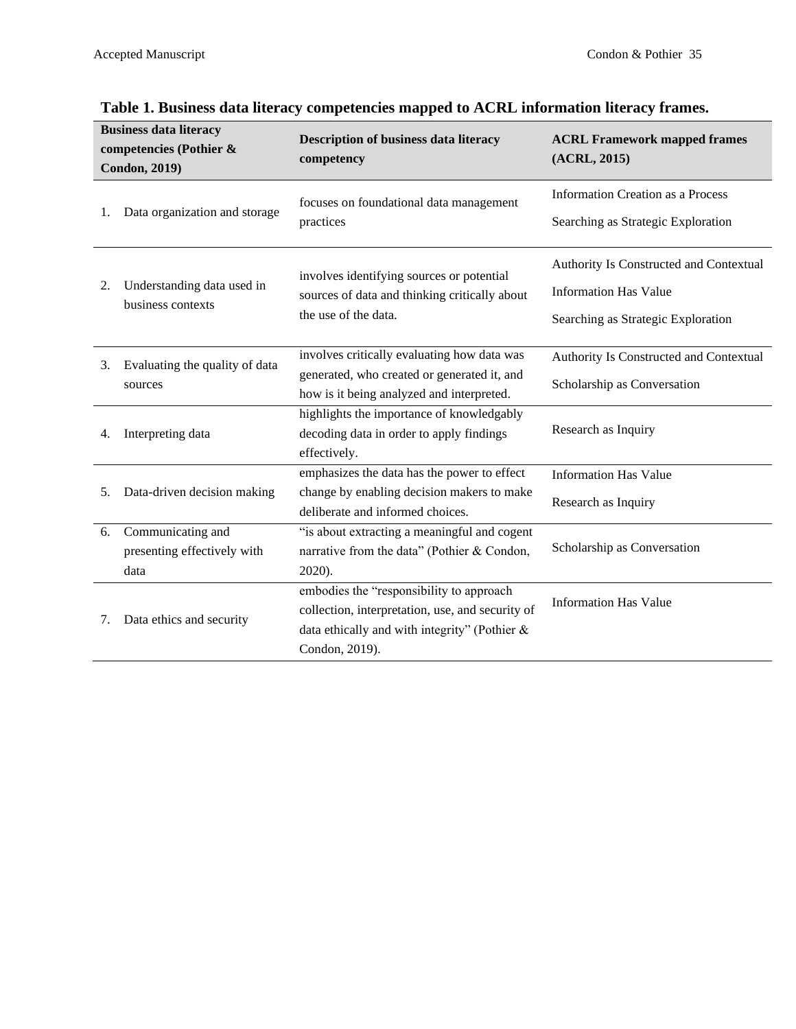**Table 1. Business data literacy competencies mapped to ACRL information literacy frames.**

| Business data literacy competencies (Pothier & Condon, 2019) | Description of business data literacy competency | ACRL Framework mapped frames (ACRL, 2015) |
|---|---|---|
| 1. Data organization and storage | focuses on foundational data management practices | Information Creation as a Process<br>Searching as Strategic Exploration |
| 2. Understanding data used in business contexts | involves identifying sources or potential sources of data and thinking critically about the use of the data. | Authority Is Constructed and Contextual<br>Information Has Value<br>Searching as Strategic Exploration |
| 3. Evaluating the quality of data sources | involves critically evaluating how data was generated, who created or generated it, and how is it being analyzed and interpreted. | Authority Is Constructed and Contextual<br>Scholarship as Conversation |
| 4. Interpreting data | highlights the importance of knowledgably decoding data in order to apply findings effectively. | Research as Inquiry |
| 5. Data-driven decision making | emphasizes the data has the power to effect change by enabling decision makers to make deliberate and informed choices. | Information Has Value<br>Research as Inquiry |
| 6. Communicating and presenting effectively with data | "is about extracting a meaningful and cogent narrative from the data" (Pothier & Condon, 2020). | Scholarship as Conversation |
| 7. Data ethics and security | embodies the "responsibility to approach collection, interpretation, use, and security of data ethically and with integrity" (Pothier & Condon, 2019). | Information Has Value |